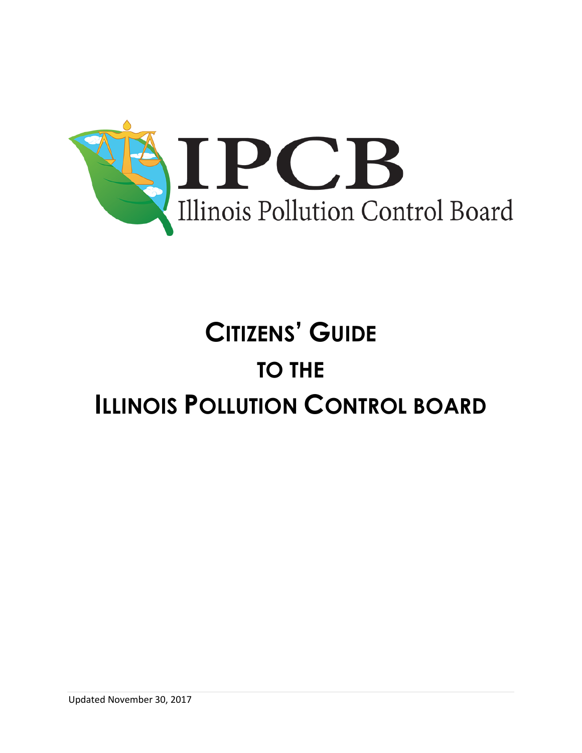IPCB

Illinois Pollution Control Board

# CITIZENS' GUIDE TO THE ILLINOIS POLLUTION CONTROL BOARD

Updated November 30, 2017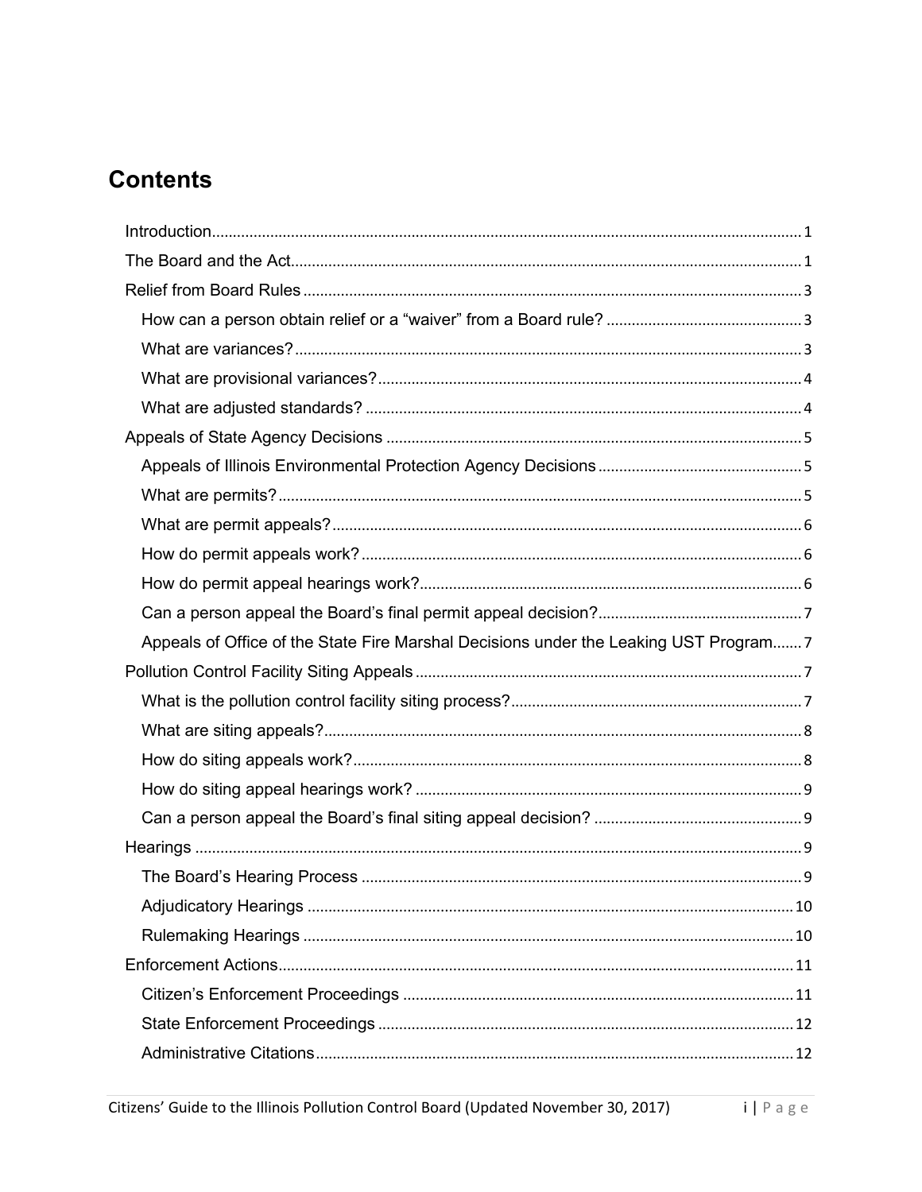# Contents

- Introduction ........ 1
- The Board and the Act ........ 1
- Relief from Board Rules ........ 3
  - How can a person obtain relief or a "waiver" from a Board rule? ........ 3
  - What are variances? ........ 3
  - What are provisional variances? ........ 4
  - What are adjusted standards? ........ 4
- Appeals of State Agency Decisions ........ 5
  - Appeals of Illinois Environmental Protection Agency Decisions ........ 5
  - What are permits? ........ 5
  - What are permit appeals? ........ 6
  - How do permit appeals work? ........ 6
  - How do permit appeal hearings work? ........ 6
  - Can a person appeal the Board's final permit appeal decision? ........ 7
  - Appeals of Office of the State Fire Marshal Decisions under the Leaking UST Program ........ 7
- Pollution Control Facility Siting Appeals ........ 7
  - What is the pollution control facility siting process? ........ 7
  - What are siting appeals? ........ 8
  - How do siting appeals work? ........ 8
  - How do siting appeal hearings work? ........ 9
  - Can a person appeal the Board's final siting appeal decision? ........ 9
- Hearings ........ 9
  - The Board's Hearing Process ........ 9
  - Adjudicatory Hearings ........ 10
  - Rulemaking Hearings ........ 10
- Enforcement Actions ........ 11
  - Citizen's Enforcement Proceedings ........ 11
  - State Enforcement Proceedings ........ 12
  - Administrative Citations ........ 12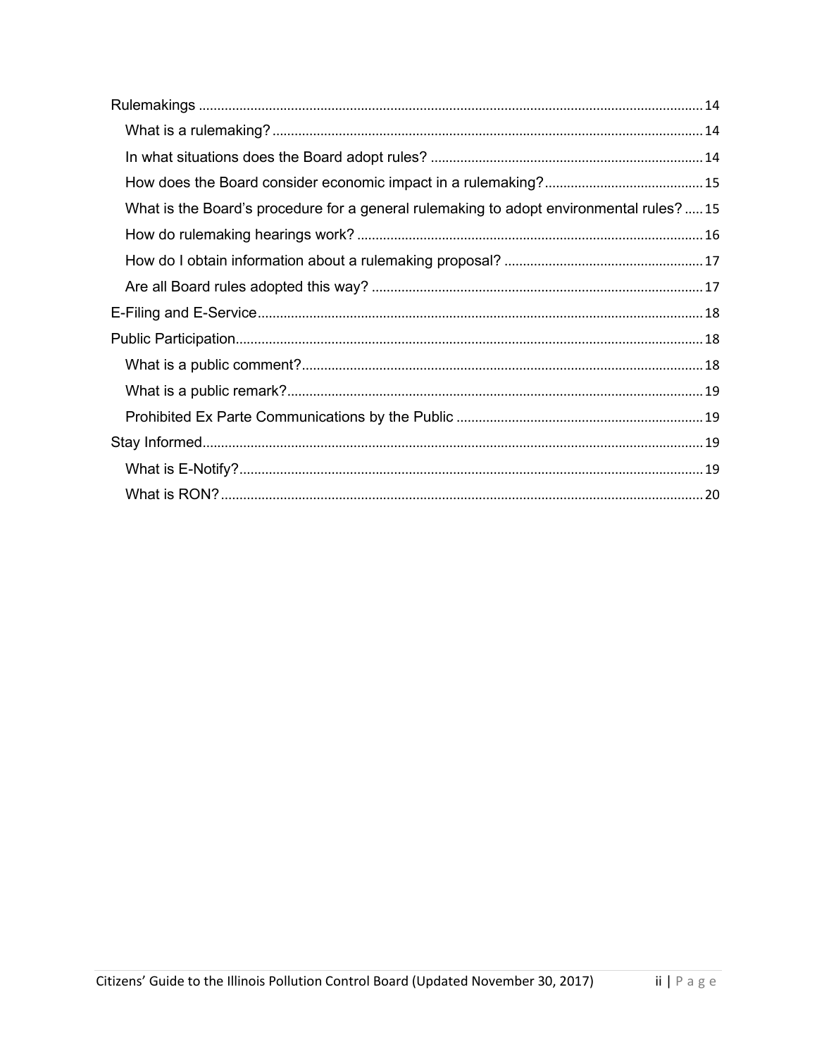- Rulemakings ........ 14
  - What is a rulemaking? ........ 14
  - In what situations does the Board adopt rules? ........ 14
  - How does the Board consider economic impact in a rulemaking? ........ 15
  - What is the Board's procedure for a general rulemaking to adopt environmental rules? ........ 15
  - How do rulemaking hearings work? ........ 16
  - How do I obtain information about a rulemaking proposal? ........ 17
  - Are all Board rules adopted this way? ........ 17
- E-Filing and E-Service ........ 18
- Public Participation ........ 18
  - What is a public comment? ........ 18
  - What is a public remark? ........ 19
  - Prohibited Ex Parte Communications by the Public ........ 19
- Stay Informed ........ 19
  - What is E-Notify? ........ 19
  - What is RON? ........ 20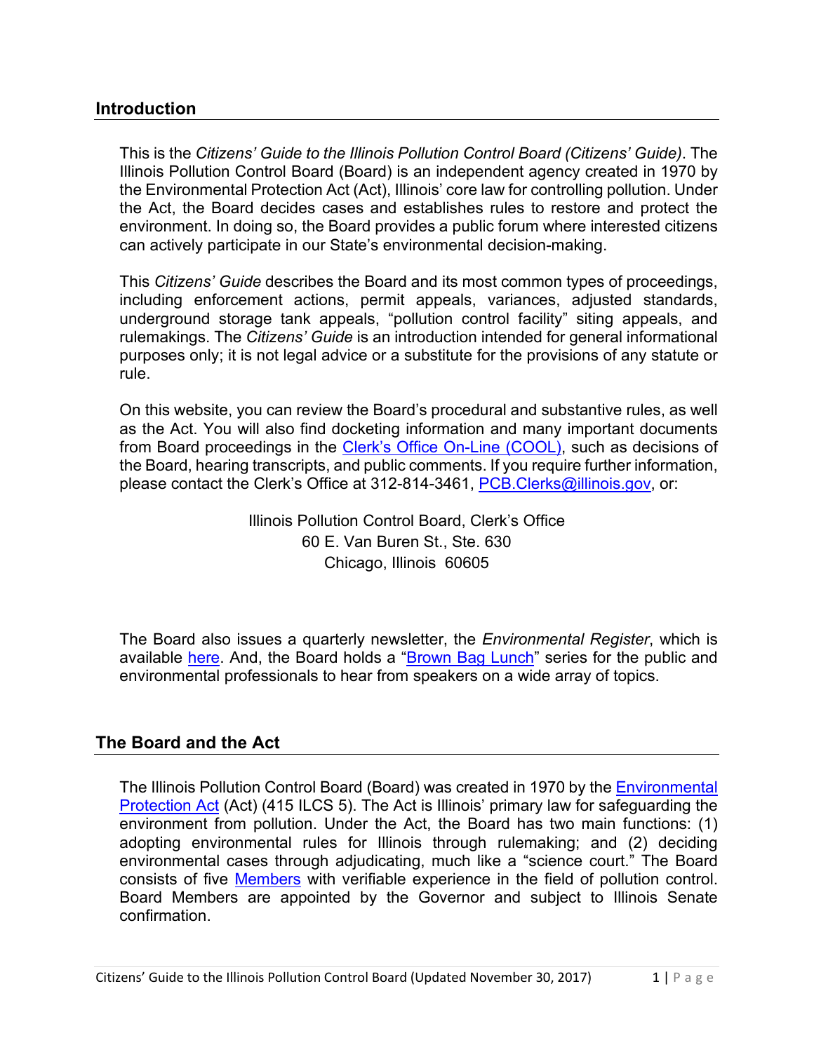## Introduction

This is the *Citizens' Guide to the Illinois Pollution Control Board (Citizens' Guide)*. The Illinois Pollution Control Board (Board) is an independent agency created in 1970 by the Environmental Protection Act (Act), Illinois' core law for controlling pollution. Under the Act, the Board decides cases and establishes rules to restore and protect the environment. In doing so, the Board provides a public forum where interested citizens can actively participate in our State's environmental decision-making.

This *Citizens' Guide* describes the Board and its most common types of proceedings, including enforcement actions, permit appeals, variances, adjusted standards, underground storage tank appeals, "pollution control facility" siting appeals, and rulemakings. The *Citizens' Guide* is an introduction intended for general informational purposes only; it is not legal advice or a substitute for the provisions of any statute or rule.

On this website, you can review the Board's procedural and substantive rules, as well as the Act. You will also find docketing information and many important documents from Board proceedings in the Clerk's Office On-Line (COOL), such as decisions of the Board, hearing transcripts, and public comments. If you require further information, please contact the Clerk's Office at 312-814-3461, PCB.Clerks@illinois.gov, or:

Illinois Pollution Control Board, Clerk's Office
60 E. Van Buren St., Ste. 630
Chicago, Illinois 60605

The Board also issues a quarterly newsletter, the *Environmental Register*, which is available here. And, the Board holds a "Brown Bag Lunch" series for the public and environmental professionals to hear from speakers on a wide array of topics.

## The Board and the Act

The Illinois Pollution Control Board (Board) was created in 1970 by the Environmental Protection Act (Act) (415 ILCS 5). The Act is Illinois' primary law for safeguarding the environment from pollution. Under the Act, the Board has two main functions: (1) adopting environmental rules for Illinois through rulemaking; and (2) deciding environmental cases through adjudicating, much like a "science court." The Board consists of five Members with verifiable experience in the field of pollution control. Board Members are appointed by the Governor and subject to Illinois Senate confirmation.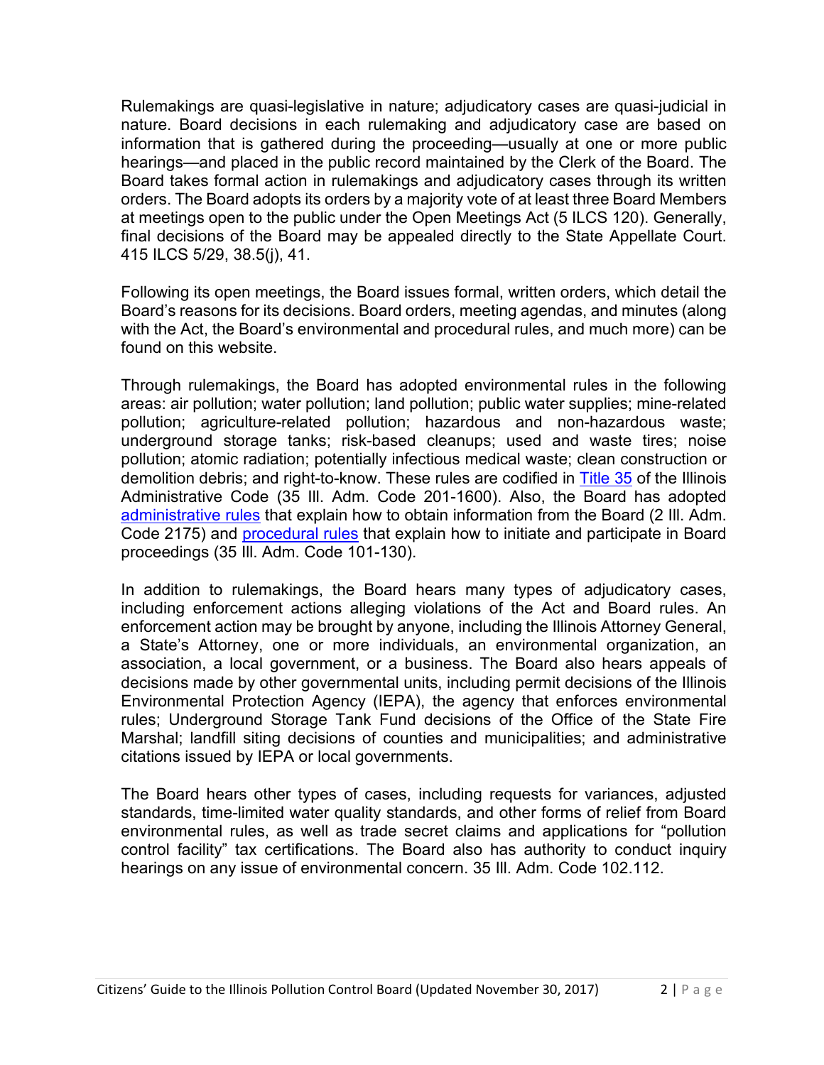Rulemakings are quasi-legislative in nature; adjudicatory cases are quasi-judicial in nature. Board decisions in each rulemaking and adjudicatory case are based on information that is gathered during the proceeding—usually at one or more public hearings—and placed in the public record maintained by the Clerk of the Board. The Board takes formal action in rulemakings and adjudicatory cases through its written orders. The Board adopts its orders by a majority vote of at least three Board Members at meetings open to the public under the Open Meetings Act (5 ILCS 120). Generally, final decisions of the Board may be appealed directly to the State Appellate Court. 415 ILCS 5/29, 38.5(j), 41.

Following its open meetings, the Board issues formal, written orders, which detail the Board's reasons for its decisions. Board orders, meeting agendas, and minutes (along with the Act, the Board's environmental and procedural rules, and much more) can be found on this website.

Through rulemakings, the Board has adopted environmental rules in the following areas: air pollution; water pollution; land pollution; public water supplies; mine-related pollution; agriculture-related pollution; hazardous and non-hazardous waste; underground storage tanks; risk-based cleanups; used and waste tires; noise pollution; atomic radiation; potentially infectious medical waste; clean construction or demolition debris; and right-to-know. These rules are codified in Title 35 of the Illinois Administrative Code (35 Ill. Adm. Code 201-1600). Also, the Board has adopted administrative rules that explain how to obtain information from the Board (2 Ill. Adm. Code 2175) and procedural rules that explain how to initiate and participate in Board proceedings (35 Ill. Adm. Code 101-130).

In addition to rulemakings, the Board hears many types of adjudicatory cases, including enforcement actions alleging violations of the Act and Board rules. An enforcement action may be brought by anyone, including the Illinois Attorney General, a State's Attorney, one or more individuals, an environmental organization, an association, a local government, or a business. The Board also hears appeals of decisions made by other governmental units, including permit decisions of the Illinois Environmental Protection Agency (IEPA), the agency that enforces environmental rules; Underground Storage Tank Fund decisions of the Office of the State Fire Marshal; landfill siting decisions of counties and municipalities; and administrative citations issued by IEPA or local governments.

The Board hears other types of cases, including requests for variances, adjusted standards, time-limited water quality standards, and other forms of relief from Board environmental rules, as well as trade secret claims and applications for "pollution control facility" tax certifications. The Board also has authority to conduct inquiry hearings on any issue of environmental concern. 35 Ill. Adm. Code 102.112.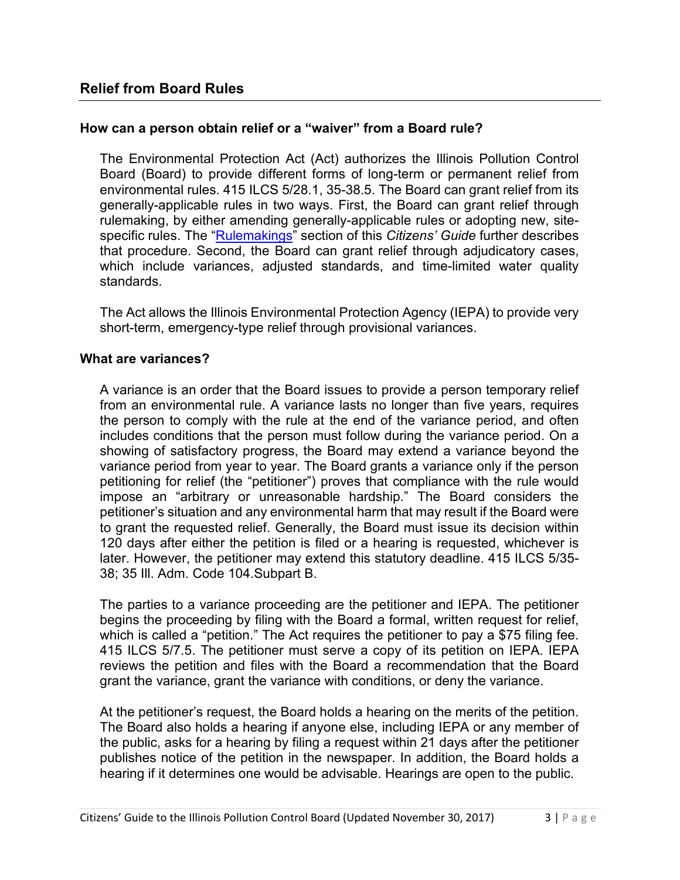## Relief from Board Rules

### How can a person obtain relief or a "waiver" from a Board rule?

The Environmental Protection Act (Act) authorizes the Illinois Pollution Control Board (Board) to provide different forms of long-term or permanent relief from environmental rules. 415 ILCS 5/28.1, 35-38.5. The Board can grant relief from its generally-applicable rules in two ways. First, the Board can grant relief through rulemaking, by either amending generally-applicable rules or adopting new, site-specific rules. The "Rulemakings" section of this *Citizens' Guide* further describes that procedure. Second, the Board can grant relief through adjudicatory cases, which include variances, adjusted standards, and time-limited water quality standards.

The Act allows the Illinois Environmental Protection Agency (IEPA) to provide very short-term, emergency-type relief through provisional variances.

### What are variances?

A variance is an order that the Board issues to provide a person temporary relief from an environmental rule. A variance lasts no longer than five years, requires the person to comply with the rule at the end of the variance period, and often includes conditions that the person must follow during the variance period. On a showing of satisfactory progress, the Board may extend a variance beyond the variance period from year to year. The Board grants a variance only if the person petitioning for relief (the "petitioner") proves that compliance with the rule would impose an "arbitrary or unreasonable hardship." The Board considers the petitioner's situation and any environmental harm that may result if the Board were to grant the requested relief. Generally, the Board must issue its decision within 120 days after either the petition is filed or a hearing is requested, whichever is later. However, the petitioner may extend this statutory deadline. 415 ILCS 5/35-38; 35 Ill. Adm. Code 104.Subpart B.

The parties to a variance proceeding are the petitioner and IEPA. The petitioner begins the proceeding by filing with the Board a formal, written request for relief, which is called a "petition." The Act requires the petitioner to pay a $75 filing fee. 415 ILCS 5/7.5. The petitioner must serve a copy of its petition on IEPA. IEPA reviews the petition and files with the Board a recommendation that the Board grant the variance, grant the variance with conditions, or deny the variance.

At the petitioner's request, the Board holds a hearing on the merits of the petition. The Board also holds a hearing if anyone else, including IEPA or any member of the public, asks for a hearing by filing a request within 21 days after the petitioner publishes notice of the petition in the newspaper. In addition, the Board holds a hearing if it determines one would be advisable. Hearings are open to the public.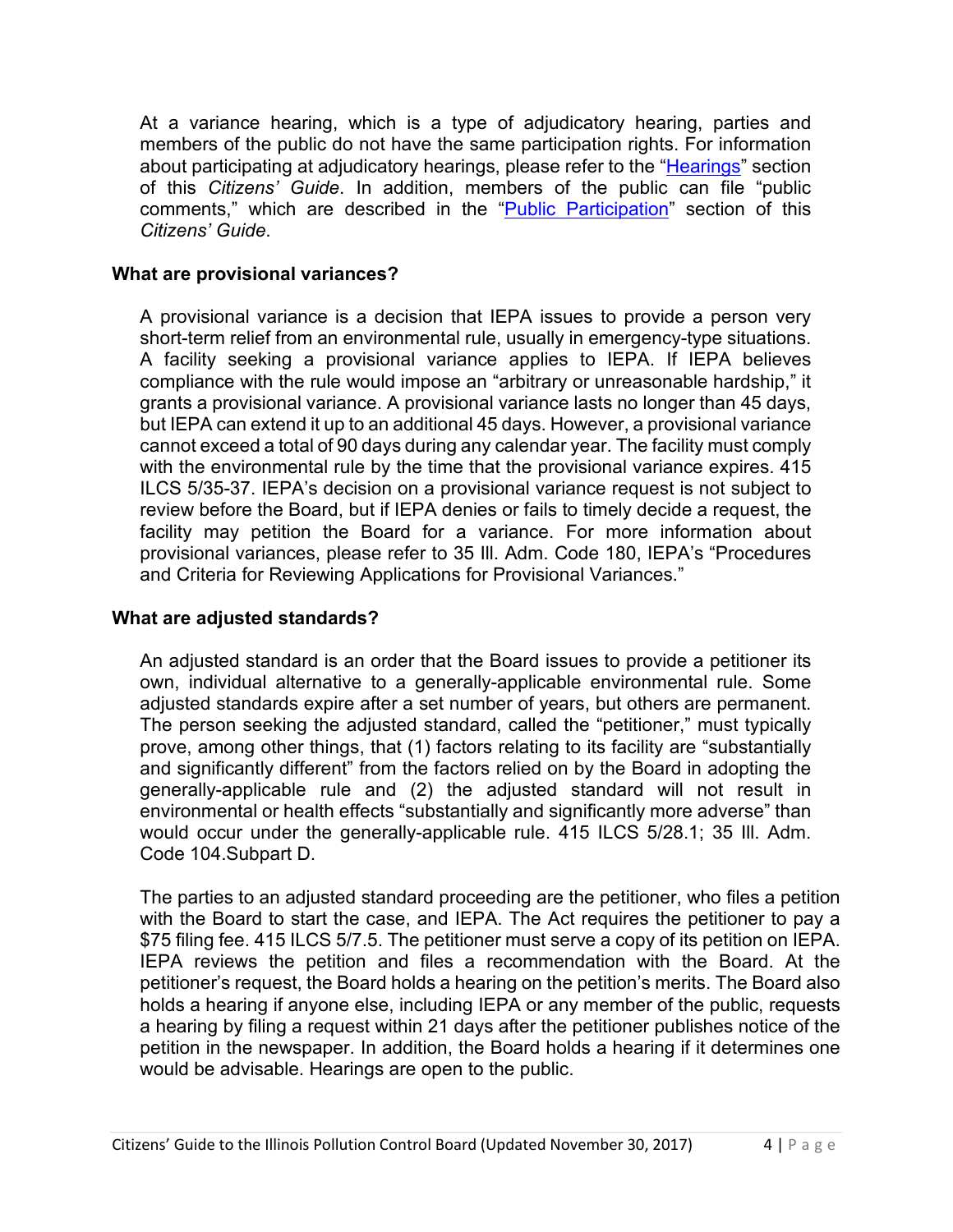At a variance hearing, which is a type of adjudicatory hearing, parties and members of the public do not have the same participation rights. For information about participating at adjudicatory hearings, please refer to the "Hearings" section of this *Citizens' Guide*. In addition, members of the public can file "public comments," which are described in the "Public Participation" section of this *Citizens' Guide*.

### What are provisional variances?

A provisional variance is a decision that IEPA issues to provide a person very short-term relief from an environmental rule, usually in emergency-type situations. A facility seeking a provisional variance applies to IEPA. If IEPA believes compliance with the rule would impose an "arbitrary or unreasonable hardship," it grants a provisional variance. A provisional variance lasts no longer than 45 days, but IEPA can extend it up to an additional 45 days. However, a provisional variance cannot exceed a total of 90 days during any calendar year. The facility must comply with the environmental rule by the time that the provisional variance expires. 415 ILCS 5/35-37. IEPA's decision on a provisional variance request is not subject to review before the Board, but if IEPA denies or fails to timely decide a request, the facility may petition the Board for a variance. For more information about provisional variances, please refer to 35 Ill. Adm. Code 180, IEPA's "Procedures and Criteria for Reviewing Applications for Provisional Variances."

### What are adjusted standards?

An adjusted standard is an order that the Board issues to provide a petitioner its own, individual alternative to a generally-applicable environmental rule. Some adjusted standards expire after a set number of years, but others are permanent. The person seeking the adjusted standard, called the "petitioner," must typically prove, among other things, that (1) factors relating to its facility are "substantially and significantly different" from the factors relied on by the Board in adopting the generally-applicable rule and (2) the adjusted standard will not result in environmental or health effects "substantially and significantly more adverse" than would occur under the generally-applicable rule. 415 ILCS 5/28.1; 35 Ill. Adm. Code 104.Subpart D.

The parties to an adjusted standard proceeding are the petitioner, who files a petition with the Board to start the case, and IEPA. The Act requires the petitioner to pay a $75 filing fee. 415 ILCS 5/7.5. The petitioner must serve a copy of its petition on IEPA. IEPA reviews the petition and files a recommendation with the Board. At the petitioner's request, the Board holds a hearing on the petition's merits. The Board also holds a hearing if anyone else, including IEPA or any member of the public, requests a hearing by filing a request within 21 days after the petitioner publishes notice of the petition in the newspaper. In addition, the Board holds a hearing if it determines one would be advisable. Hearings are open to the public.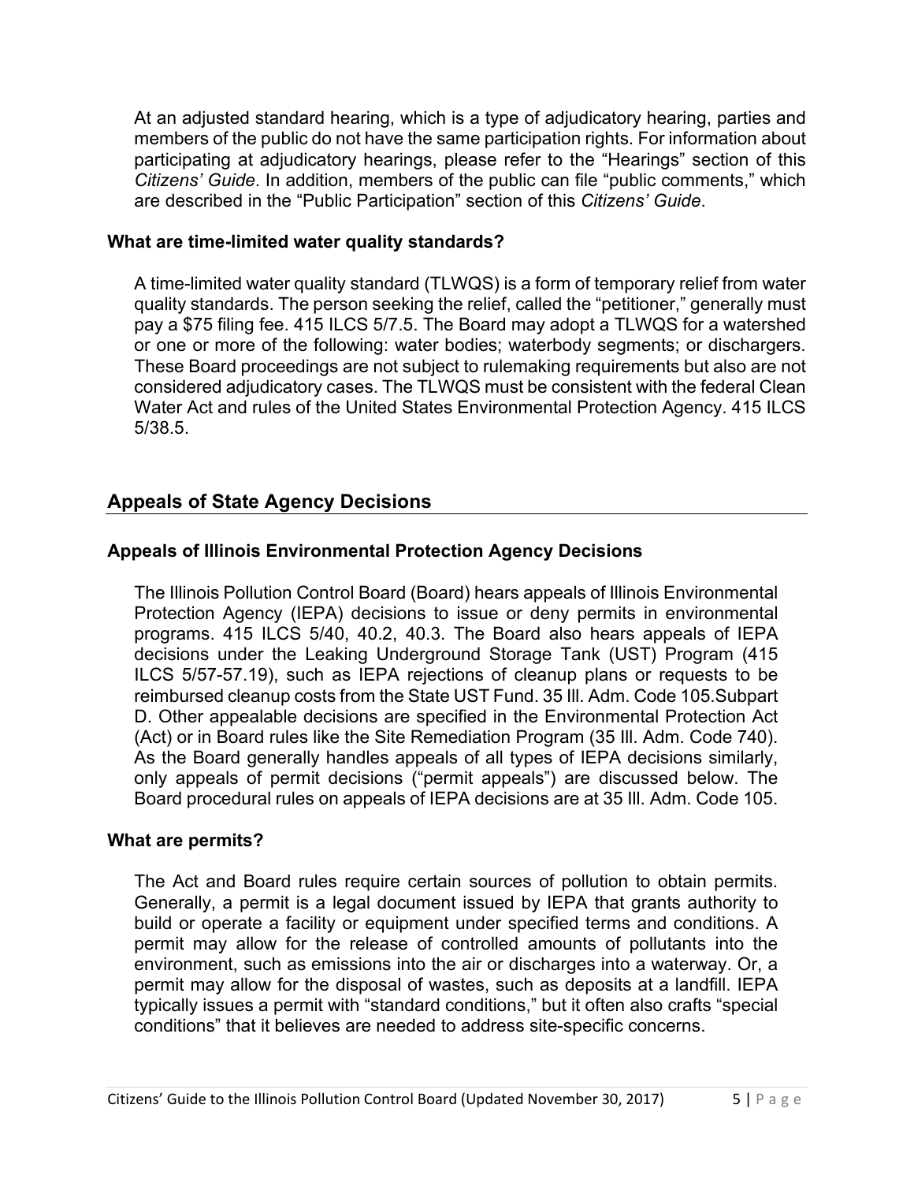At an adjusted standard hearing, which is a type of adjudicatory hearing, parties and members of the public do not have the same participation rights. For information about participating at adjudicatory hearings, please refer to the "Hearings" section of this *Citizens' Guide*. In addition, members of the public can file "public comments," which are described in the "Public Participation" section of this *Citizens' Guide*.

### What are time-limited water quality standards?

A time-limited water quality standard (TLWQS) is a form of temporary relief from water quality standards. The person seeking the relief, called the "petitioner," generally must pay a $75 filing fee. 415 ILCS 5/7.5. The Board may adopt a TLWQS for a watershed or one or more of the following: water bodies; waterbody segments; or dischargers. These Board proceedings are not subject to rulemaking requirements but also are not considered adjudicatory cases. The TLWQS must be consistent with the federal Clean Water Act and rules of the United States Environmental Protection Agency. 415 ILCS 5/38.5.

## Appeals of State Agency Decisions

### Appeals of Illinois Environmental Protection Agency Decisions

The Illinois Pollution Control Board (Board) hears appeals of Illinois Environmental Protection Agency (IEPA) decisions to issue or deny permits in environmental programs. 415 ILCS 5/40, 40.2, 40.3. The Board also hears appeals of IEPA decisions under the Leaking Underground Storage Tank (UST) Program (415 ILCS 5/57-57.19), such as IEPA rejections of cleanup plans or requests to be reimbursed cleanup costs from the State UST Fund. 35 Ill. Adm. Code 105.Subpart D. Other appealable decisions are specified in the Environmental Protection Act (Act) or in Board rules like the Site Remediation Program (35 Ill. Adm. Code 740). As the Board generally handles appeals of all types of IEPA decisions similarly, only appeals of permit decisions ("permit appeals") are discussed below. The Board procedural rules on appeals of IEPA decisions are at 35 Ill. Adm. Code 105.

### What are permits?

The Act and Board rules require certain sources of pollution to obtain permits. Generally, a permit is a legal document issued by IEPA that grants authority to build or operate a facility or equipment under specified terms and conditions. A permit may allow for the release of controlled amounts of pollutants into the environment, such as emissions into the air or discharges into a waterway. Or, a permit may allow for the disposal of wastes, such as deposits at a landfill. IEPA typically issues a permit with "standard conditions," but it often also crafts "special conditions" that it believes are needed to address site-specific concerns.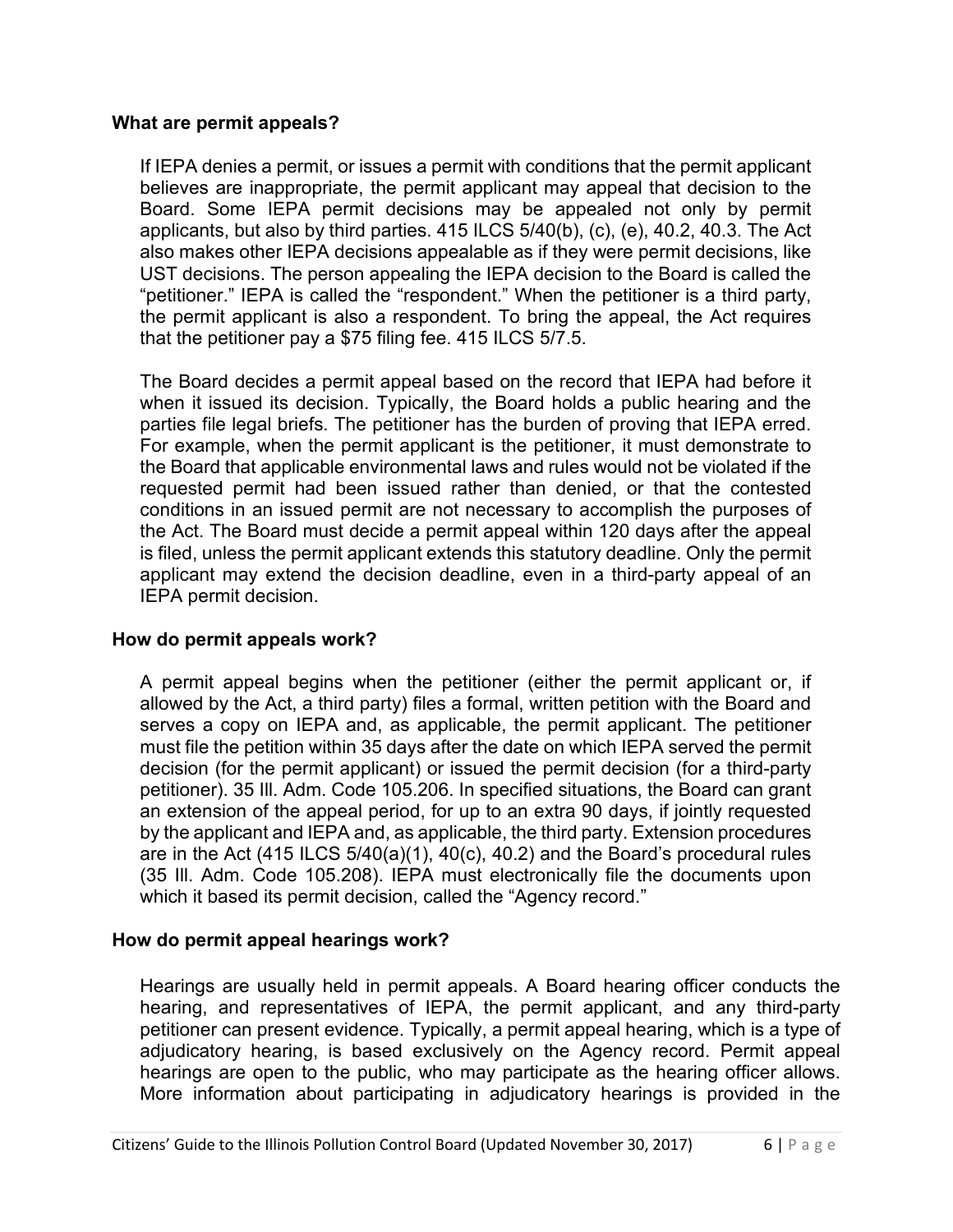### What are permit appeals?

If IEPA denies a permit, or issues a permit with conditions that the permit applicant believes are inappropriate, the permit applicant may appeal that decision to the Board. Some IEPA permit decisions may be appealed not only by permit applicants, but also by third parties. 415 ILCS 5/40(b), (c), (e), 40.2, 40.3. The Act also makes other IEPA decisions appealable as if they were permit decisions, like UST decisions. The person appealing the IEPA decision to the Board is called the "petitioner." IEPA is called the "respondent." When the petitioner is a third party, the permit applicant is also a respondent. To bring the appeal, the Act requires that the petitioner pay a $75 filing fee. 415 ILCS 5/7.5.

The Board decides a permit appeal based on the record that IEPA had before it when it issued its decision. Typically, the Board holds a public hearing and the parties file legal briefs. The petitioner has the burden of proving that IEPA erred. For example, when the permit applicant is the petitioner, it must demonstrate to the Board that applicable environmental laws and rules would not be violated if the requested permit had been issued rather than denied, or that the contested conditions in an issued permit are not necessary to accomplish the purposes of the Act. The Board must decide a permit appeal within 120 days after the appeal is filed, unless the permit applicant extends this statutory deadline. Only the permit applicant may extend the decision deadline, even in a third-party appeal of an IEPA permit decision.

### How do permit appeals work?

A permit appeal begins when the petitioner (either the permit applicant or, if allowed by the Act, a third party) files a formal, written petition with the Board and serves a copy on IEPA and, as applicable, the permit applicant. The petitioner must file the petition within 35 days after the date on which IEPA served the permit decision (for the permit applicant) or issued the permit decision (for a third-party petitioner). 35 Ill. Adm. Code 105.206. In specified situations, the Board can grant an extension of the appeal period, for up to an extra 90 days, if jointly requested by the applicant and IEPA and, as applicable, the third party. Extension procedures are in the Act (415 ILCS 5/40(a)(1), 40(c), 40.2) and the Board's procedural rules (35 Ill. Adm. Code 105.208). IEPA must electronically file the documents upon which it based its permit decision, called the "Agency record."

### How do permit appeal hearings work?

Hearings are usually held in permit appeals. A Board hearing officer conducts the hearing, and representatives of IEPA, the permit applicant, and any third-party petitioner can present evidence. Typically, a permit appeal hearing, which is a type of adjudicatory hearing, is based exclusively on the Agency record. Permit appeal hearings are open to the public, who may participate as the hearing officer allows. More information about participating in adjudicatory hearings is provided in the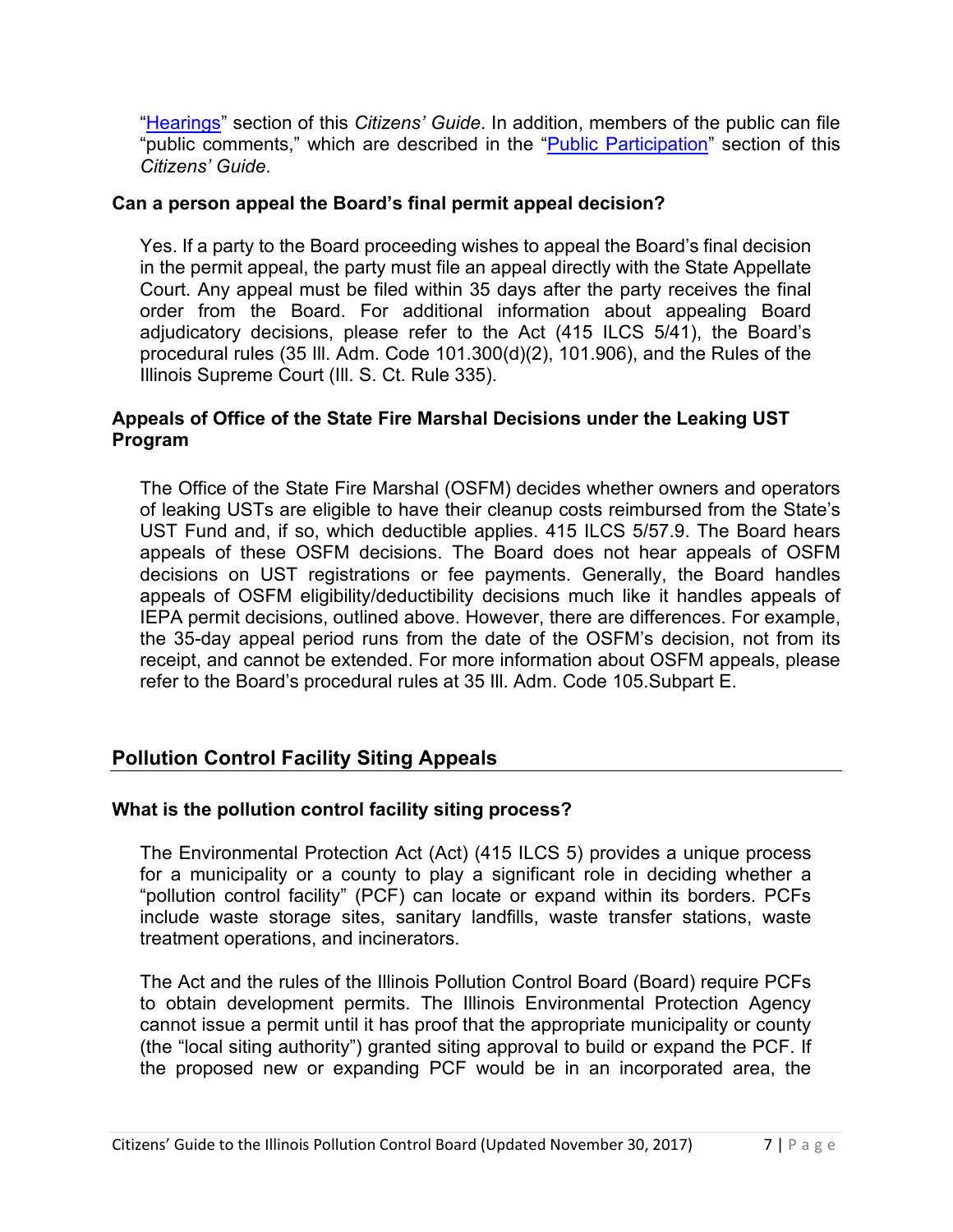"[Hearings](#)" section of this *Citizens' Guide*. In addition, members of the public can file "public comments," which are described in the "[Public Participation](#)" section of this *Citizens' Guide*.

### Can a person appeal the Board's final permit appeal decision?

Yes. If a party to the Board proceeding wishes to appeal the Board's final decision in the permit appeal, the party must file an appeal directly with the State Appellate Court. Any appeal must be filed within 35 days after the party receives the final order from the Board. For additional information about appealing Board adjudicatory decisions, please refer to the Act (415 ILCS 5/41), the Board's procedural rules (35 Ill. Adm. Code 101.300(d)(2), 101.906), and the Rules of the Illinois Supreme Court (Ill. S. Ct. Rule 335).

### Appeals of Office of the State Fire Marshal Decisions under the Leaking UST Program

The Office of the State Fire Marshal (OSFM) decides whether owners and operators of leaking USTs are eligible to have their cleanup costs reimbursed from the State's UST Fund and, if so, which deductible applies. 415 ILCS 5/57.9. The Board hears appeals of these OSFM decisions. The Board does not hear appeals of OSFM decisions on UST registrations or fee payments. Generally, the Board handles appeals of OSFM eligibility/deductibility decisions much like it handles appeals of IEPA permit decisions, outlined above. However, there are differences. For example, the 35-day appeal period runs from the date of the OSFM's decision, not from its receipt, and cannot be extended. For more information about OSFM appeals, please refer to the Board's procedural rules at 35 Ill. Adm. Code 105.Subpart E.

## Pollution Control Facility Siting Appeals

### What is the pollution control facility siting process?

The Environmental Protection Act (Act) (415 ILCS 5) provides a unique process for a municipality or a county to play a significant role in deciding whether a "pollution control facility" (PCF) can locate or expand within its borders. PCFs include waste storage sites, sanitary landfills, waste transfer stations, waste treatment operations, and incinerators.

The Act and the rules of the Illinois Pollution Control Board (Board) require PCFs to obtain development permits. The Illinois Environmental Protection Agency cannot issue a permit until it has proof that the appropriate municipality or county (the "local siting authority") granted siting approval to build or expand the PCF. If the proposed new or expanding PCF would be in an incorporated area, the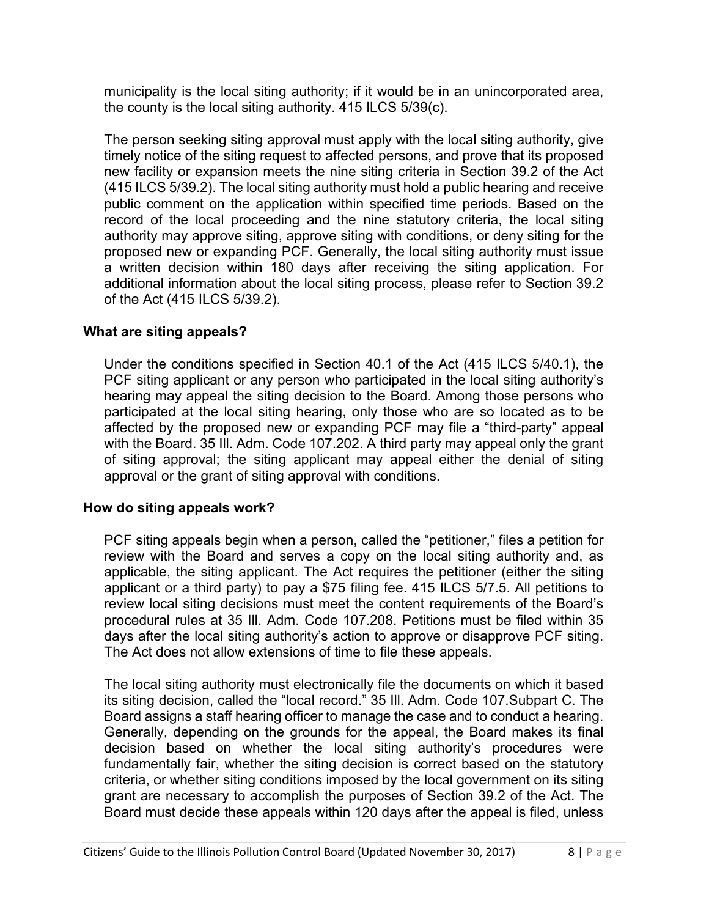municipality is the local siting authority; if it would be in an unincorporated area, the county is the local siting authority. 415 ILCS 5/39(c).

The person seeking siting approval must apply with the local siting authority, give timely notice of the siting request to affected persons, and prove that its proposed new facility or expansion meets the nine siting criteria in Section 39.2 of the Act (415 ILCS 5/39.2). The local siting authority must hold a public hearing and receive public comment on the application within specified time periods. Based on the record of the local proceeding and the nine statutory criteria, the local siting authority may approve siting, approve siting with conditions, or deny siting for the proposed new or expanding PCF. Generally, the local siting authority must issue a written decision within 180 days after receiving the siting application. For additional information about the local siting process, please refer to Section 39.2 of the Act (415 ILCS 5/39.2).

### What are siting appeals?

Under the conditions specified in Section 40.1 of the Act (415 ILCS 5/40.1), the PCF siting applicant or any person who participated in the local siting authority's hearing may appeal the siting decision to the Board. Among those persons who participated at the local siting hearing, only those who are so located as to be affected by the proposed new or expanding PCF may file a "third-party" appeal with the Board. 35 Ill. Adm. Code 107.202. A third party may appeal only the grant of siting approval; the siting applicant may appeal either the denial of siting approval or the grant of siting approval with conditions.

### How do siting appeals work?

PCF siting appeals begin when a person, called the "petitioner," files a petition for review with the Board and serves a copy on the local siting authority and, as applicable, the siting applicant. The Act requires the petitioner (either the siting applicant or a third party) to pay a $75 filing fee. 415 ILCS 5/7.5. All petitions to review local siting decisions must meet the content requirements of the Board's procedural rules at 35 Ill. Adm. Code 107.208. Petitions must be filed within 35 days after the local siting authority's action to approve or disapprove PCF siting. The Act does not allow extensions of time to file these appeals.

The local siting authority must electronically file the documents on which it based its siting decision, called the "local record." 35 Ill. Adm. Code 107.Subpart C. The Board assigns a staff hearing officer to manage the case and to conduct a hearing. Generally, depending on the grounds for the appeal, the Board makes its final decision based on whether the local siting authority's procedures were fundamentally fair, whether the siting decision is correct based on the statutory criteria, or whether siting conditions imposed by the local government on its siting grant are necessary to accomplish the purposes of Section 39.2 of the Act. The Board must decide these appeals within 120 days after the appeal is filed, unless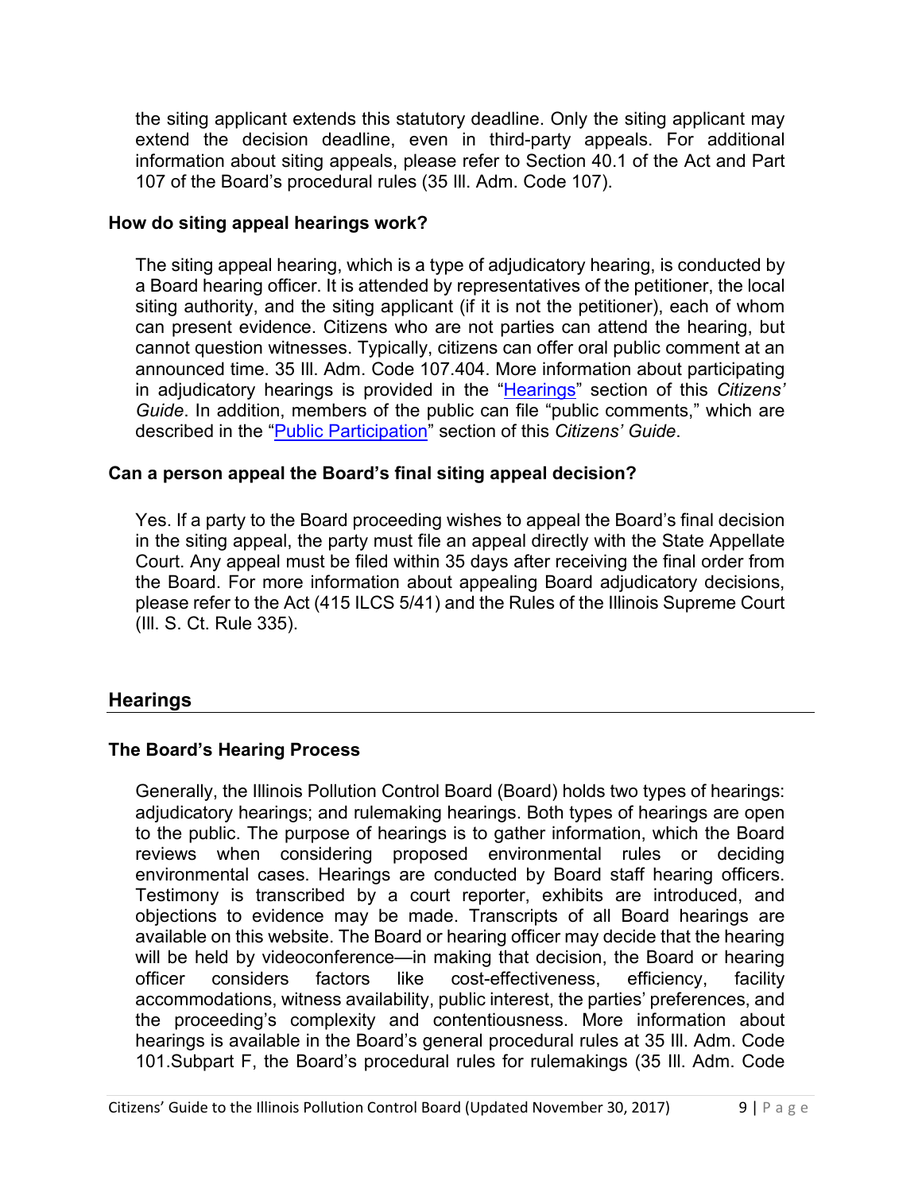the siting applicant extends this statutory deadline. Only the siting applicant may extend the decision deadline, even in third-party appeals. For additional information about siting appeals, please refer to Section 40.1 of the Act and Part 107 of the Board's procedural rules (35 Ill. Adm. Code 107).

### How do siting appeal hearings work?

The siting appeal hearing, which is a type of adjudicatory hearing, is conducted by a Board hearing officer. It is attended by representatives of the petitioner, the local siting authority, and the siting applicant (if it is not the petitioner), each of whom can present evidence. Citizens who are not parties can attend the hearing, but cannot question witnesses. Typically, citizens can offer oral public comment at an announced time. 35 Ill. Adm. Code 107.404. More information about participating in adjudicatory hearings is provided in the "Hearings" section of this *Citizens' Guide*. In addition, members of the public can file "public comments," which are described in the "Public Participation" section of this *Citizens' Guide*.

### Can a person appeal the Board's final siting appeal decision?

Yes. If a party to the Board proceeding wishes to appeal the Board's final decision in the siting appeal, the party must file an appeal directly with the State Appellate Court. Any appeal must be filed within 35 days after receiving the final order from the Board. For more information about appealing Board adjudicatory decisions, please refer to the Act (415 ILCS 5/41) and the Rules of the Illinois Supreme Court (Ill. S. Ct. Rule 335).

## Hearings

### The Board's Hearing Process

Generally, the Illinois Pollution Control Board (Board) holds two types of hearings: adjudicatory hearings; and rulemaking hearings. Both types of hearings are open to the public. The purpose of hearings is to gather information, which the Board reviews when considering proposed environmental rules or deciding environmental cases. Hearings are conducted by Board staff hearing officers. Testimony is transcribed by a court reporter, exhibits are introduced, and objections to evidence may be made. Transcripts of all Board hearings are available on this website. The Board or hearing officer may decide that the hearing will be held by videoconference—in making that decision, the Board or hearing officer considers factors like cost-effectiveness, efficiency, facility accommodations, witness availability, public interest, the parties' preferences, and the proceeding's complexity and contentiousness. More information about hearings is available in the Board's general procedural rules at 35 Ill. Adm. Code 101.Subpart F, the Board's procedural rules for rulemakings (35 Ill. Adm. Code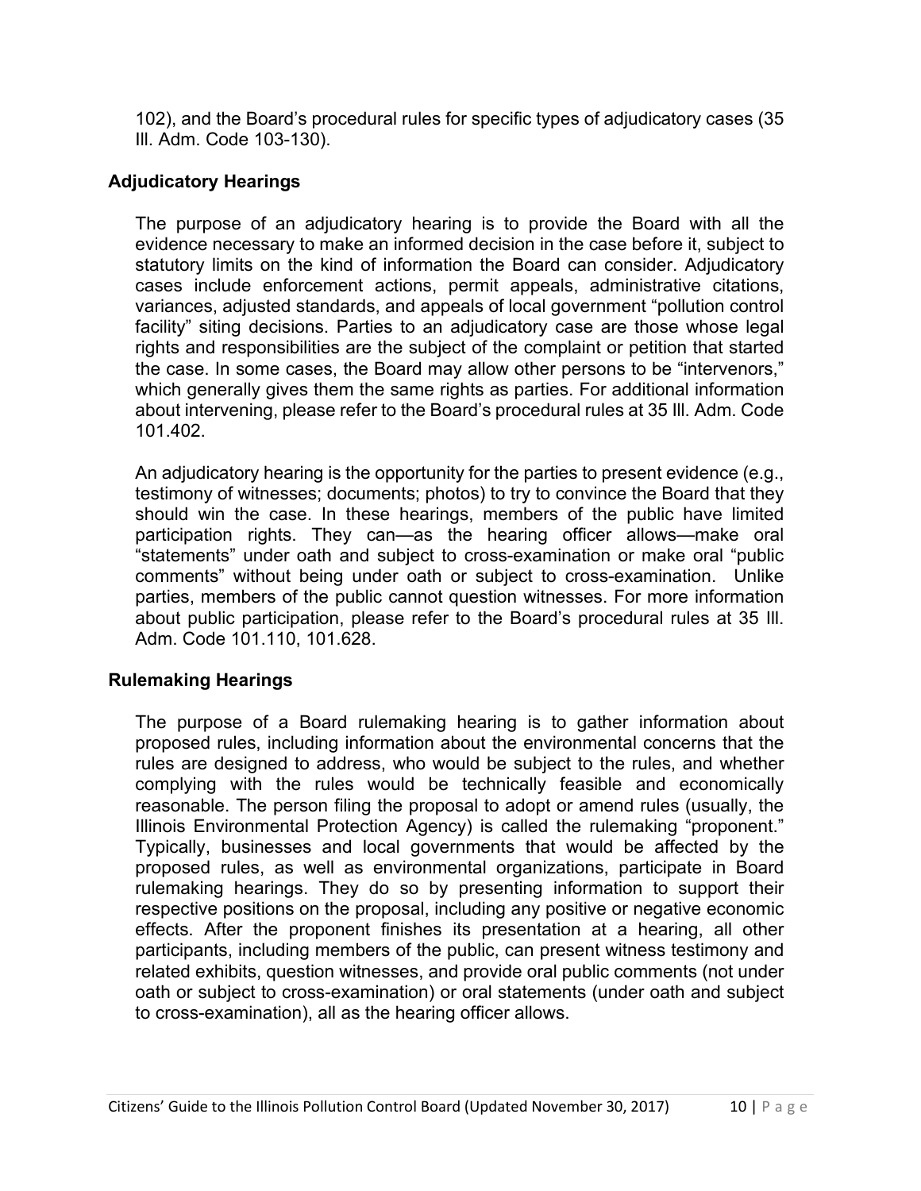102), and the Board's procedural rules for specific types of adjudicatory cases (35 Ill. Adm. Code 103-130).

### Adjudicatory Hearings

The purpose of an adjudicatory hearing is to provide the Board with all the evidence necessary to make an informed decision in the case before it, subject to statutory limits on the kind of information the Board can consider. Adjudicatory cases include enforcement actions, permit appeals, administrative citations, variances, adjusted standards, and appeals of local government "pollution control facility" siting decisions. Parties to an adjudicatory case are those whose legal rights and responsibilities are the subject of the complaint or petition that started the case. In some cases, the Board may allow other persons to be "intervenors," which generally gives them the same rights as parties. For additional information about intervening, please refer to the Board's procedural rules at 35 Ill. Adm. Code 101.402.

An adjudicatory hearing is the opportunity for the parties to present evidence (e.g., testimony of witnesses; documents; photos) to try to convince the Board that they should win the case. In these hearings, members of the public have limited participation rights. They can—as the hearing officer allows—make oral "statements" under oath and subject to cross-examination or make oral "public comments" without being under oath or subject to cross-examination. Unlike parties, members of the public cannot question witnesses. For more information about public participation, please refer to the Board's procedural rules at 35 Ill. Adm. Code 101.110, 101.628.

### Rulemaking Hearings

The purpose of a Board rulemaking hearing is to gather information about proposed rules, including information about the environmental concerns that the rules are designed to address, who would be subject to the rules, and whether complying with the rules would be technically feasible and economically reasonable. The person filing the proposal to adopt or amend rules (usually, the Illinois Environmental Protection Agency) is called the rulemaking "proponent." Typically, businesses and local governments that would be affected by the proposed rules, as well as environmental organizations, participate in Board rulemaking hearings. They do so by presenting information to support their respective positions on the proposal, including any positive or negative economic effects. After the proponent finishes its presentation at a hearing, all other participants, including members of the public, can present witness testimony and related exhibits, question witnesses, and provide oral public comments (not under oath or subject to cross-examination) or oral statements (under oath and subject to cross-examination), all as the hearing officer allows.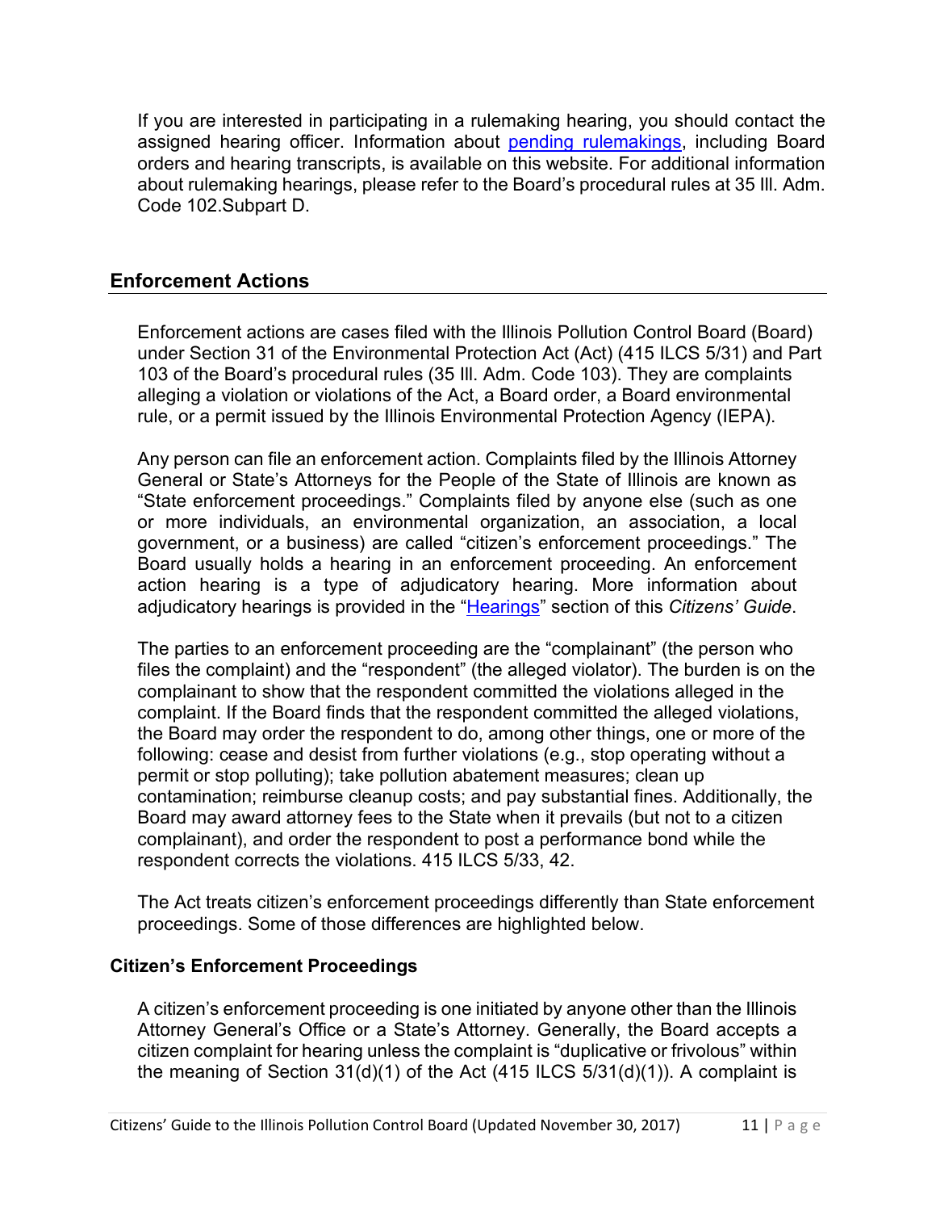If you are interested in participating in a rulemaking hearing, you should contact the assigned hearing officer. Information about pending rulemakings, including Board orders and hearing transcripts, is available on this website. For additional information about rulemaking hearings, please refer to the Board's procedural rules at 35 Ill. Adm. Code 102.Subpart D.

## Enforcement Actions

Enforcement actions are cases filed with the Illinois Pollution Control Board (Board) under Section 31 of the Environmental Protection Act (Act) (415 ILCS 5/31) and Part 103 of the Board's procedural rules (35 Ill. Adm. Code 103). They are complaints alleging a violation or violations of the Act, a Board order, a Board environmental rule, or a permit issued by the Illinois Environmental Protection Agency (IEPA).

Any person can file an enforcement action. Complaints filed by the Illinois Attorney General or State's Attorneys for the People of the State of Illinois are known as "State enforcement proceedings." Complaints filed by anyone else (such as one or more individuals, an environmental organization, an association, a local government, or a business) are called "citizen's enforcement proceedings." The Board usually holds a hearing in an enforcement proceeding. An enforcement action hearing is a type of adjudicatory hearing. More information about adjudicatory hearings is provided in the "Hearings" section of this *Citizens' Guide*.

The parties to an enforcement proceeding are the "complainant" (the person who files the complaint) and the "respondent" (the alleged violator). The burden is on the complainant to show that the respondent committed the violations alleged in the complaint. If the Board finds that the respondent committed the alleged violations, the Board may order the respondent to do, among other things, one or more of the following: cease and desist from further violations (e.g., stop operating without a permit or stop polluting); take pollution abatement measures; clean up contamination; reimburse cleanup costs; and pay substantial fines. Additionally, the Board may award attorney fees to the State when it prevails (but not to a citizen complainant), and order the respondent to post a performance bond while the respondent corrects the violations. 415 ILCS 5/33, 42.

The Act treats citizen's enforcement proceedings differently than State enforcement proceedings. Some of those differences are highlighted below.

### Citizen's Enforcement Proceedings

A citizen's enforcement proceeding is one initiated by anyone other than the Illinois Attorney General's Office or a State's Attorney. Generally, the Board accepts a citizen complaint for hearing unless the complaint is "duplicative or frivolous" within the meaning of Section 31(d)(1) of the Act (415 ILCS 5/31(d)(1)). A complaint is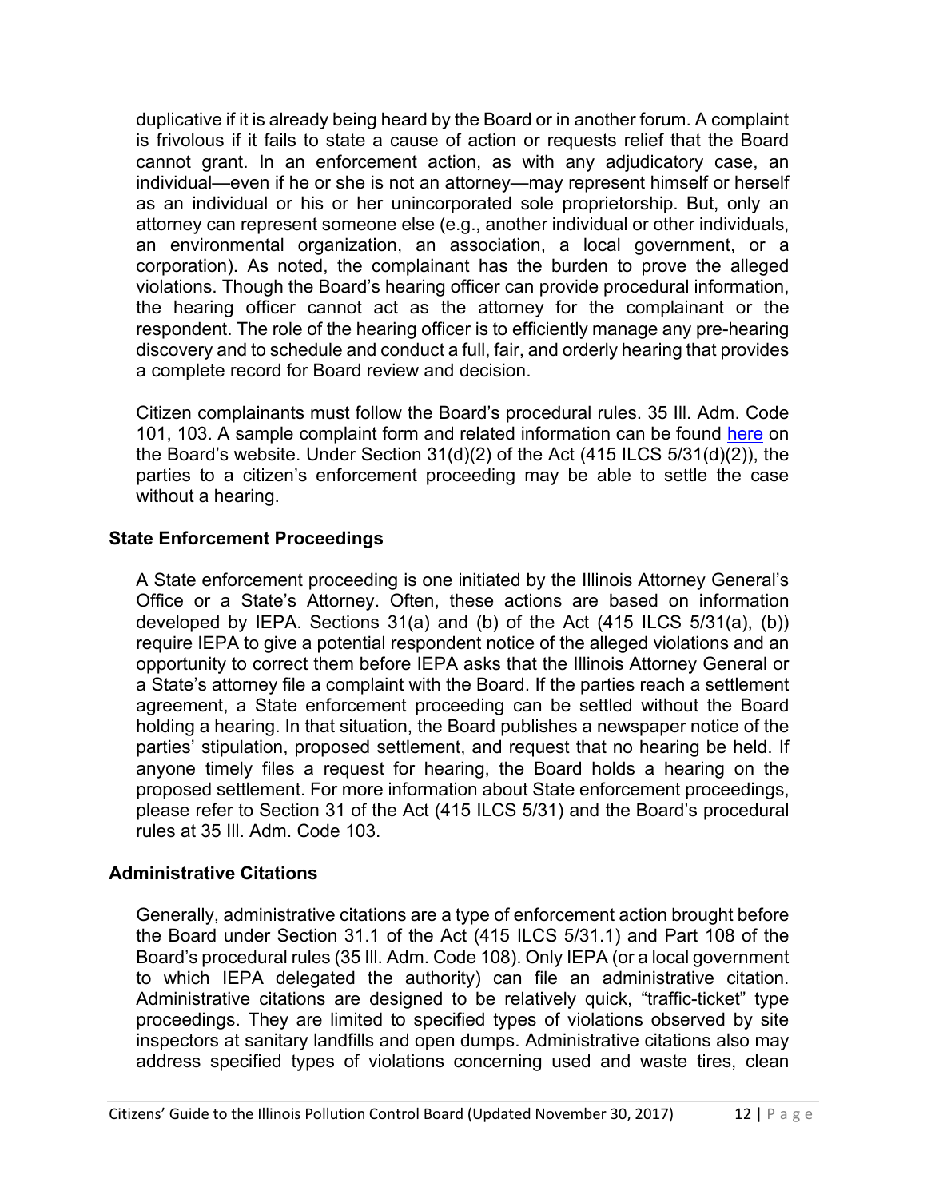duplicative if it is already being heard by the Board or in another forum. A complaint is frivolous if it fails to state a cause of action or requests relief that the Board cannot grant. In an enforcement action, as with any adjudicatory case, an individual—even if he or she is not an attorney—may represent himself or herself as an individual or his or her unincorporated sole proprietorship. But, only an attorney can represent someone else (e.g., another individual or other individuals, an environmental organization, an association, a local government, or a corporation). As noted, the complainant has the burden to prove the alleged violations. Though the Board's hearing officer can provide procedural information, the hearing officer cannot act as the attorney for the complainant or the respondent. The role of the hearing officer is to efficiently manage any pre-hearing discovery and to schedule and conduct a full, fair, and orderly hearing that provides a complete record for Board review and decision.

Citizen complainants must follow the Board's procedural rules. 35 Ill. Adm. Code 101, 103. A sample complaint form and related information can be found here on the Board's website. Under Section 31(d)(2) of the Act (415 ILCS 5/31(d)(2)), the parties to a citizen's enforcement proceeding may be able to settle the case without a hearing.

### State Enforcement Proceedings

A State enforcement proceeding is one initiated by the Illinois Attorney General's Office or a State's Attorney. Often, these actions are based on information developed by IEPA. Sections 31(a) and (b) of the Act (415 ILCS 5/31(a), (b)) require IEPA to give a potential respondent notice of the alleged violations and an opportunity to correct them before IEPA asks that the Illinois Attorney General or a State's attorney file a complaint with the Board. If the parties reach a settlement agreement, a State enforcement proceeding can be settled without the Board holding a hearing. In that situation, the Board publishes a newspaper notice of the parties' stipulation, proposed settlement, and request that no hearing be held. If anyone timely files a request for hearing, the Board holds a hearing on the proposed settlement. For more information about State enforcement proceedings, please refer to Section 31 of the Act (415 ILCS 5/31) and the Board's procedural rules at 35 Ill. Adm. Code 103.

### Administrative Citations

Generally, administrative citations are a type of enforcement action brought before the Board under Section 31.1 of the Act (415 ILCS 5/31.1) and Part 108 of the Board's procedural rules (35 Ill. Adm. Code 108). Only IEPA (or a local government to which IEPA delegated the authority) can file an administrative citation. Administrative citations are designed to be relatively quick, "traffic-ticket" type proceedings. They are limited to specified types of violations observed by site inspectors at sanitary landfills and open dumps. Administrative citations also may address specified types of violations concerning used and waste tires, clean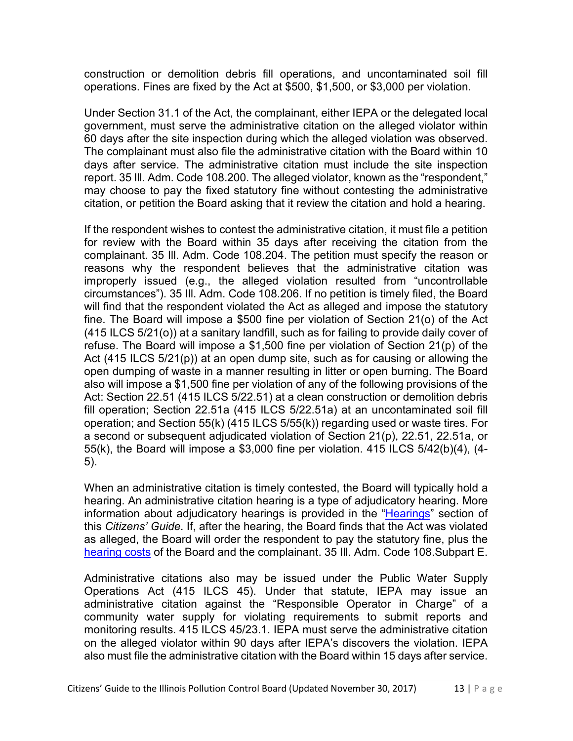construction or demolition debris fill operations, and uncontaminated soil fill operations. Fines are fixed by the Act at $500, $1,500, or $3,000 per violation.

Under Section 31.1 of the Act, the complainant, either IEPA or the delegated local government, must serve the administrative citation on the alleged violator within 60 days after the site inspection during which the alleged violation was observed. The complainant must also file the administrative citation with the Board within 10 days after service. The administrative citation must include the site inspection report. 35 Ill. Adm. Code 108.200. The alleged violator, known as the "respondent," may choose to pay the fixed statutory fine without contesting the administrative citation, or petition the Board asking that it review the citation and hold a hearing.

If the respondent wishes to contest the administrative citation, it must file a petition for review with the Board within 35 days after receiving the citation from the complainant. 35 Ill. Adm. Code 108.204. The petition must specify the reason or reasons why the respondent believes that the administrative citation was improperly issued (e.g., the alleged violation resulted from "uncontrollable circumstances"). 35 Ill. Adm. Code 108.206. If no petition is timely filed, the Board will find that the respondent violated the Act as alleged and impose the statutory fine. The Board will impose a $500 fine per violation of Section 21(o) of the Act (415 ILCS 5/21(o)) at a sanitary landfill, such as for failing to provide daily cover of refuse. The Board will impose a $1,500 fine per violation of Section 21(p) of the Act (415 ILCS 5/21(p)) at an open dump site, such as for causing or allowing the open dumping of waste in a manner resulting in litter or open burning. The Board also will impose a $1,500 fine per violation of any of the following provisions of the Act: Section 22.51 (415 ILCS 5/22.51) at a clean construction or demolition debris fill operation; Section 22.51a (415 ILCS 5/22.51a) at an uncontaminated soil fill operation; and Section 55(k) (415 ILCS 5/55(k)) regarding used or waste tires. For a second or subsequent adjudicated violation of Section 21(p), 22.51, 22.51a, or 55(k), the Board will impose a $3,000 fine per violation. 415 ILCS 5/42(b)(4), (4-5).

When an administrative citation is timely contested, the Board will typically hold a hearing. An administrative citation hearing is a type of adjudicatory hearing. More information about adjudicatory hearings is provided in the "Hearings" section of this *Citizens' Guide*. If, after the hearing, the Board finds that the Act was violated as alleged, the Board will order the respondent to pay the statutory fine, plus the hearing costs of the Board and the complainant. 35 Ill. Adm. Code 108.Subpart E.

Administrative citations also may be issued under the Public Water Supply Operations Act (415 ILCS 45). Under that statute, IEPA may issue an administrative citation against the "Responsible Operator in Charge" of a community water supply for violating requirements to submit reports and monitoring results. 415 ILCS 45/23.1. IEPA must serve the administrative citation on the alleged violator within 90 days after IEPA's discovers the violation. IEPA also must file the administrative citation with the Board within 15 days after service.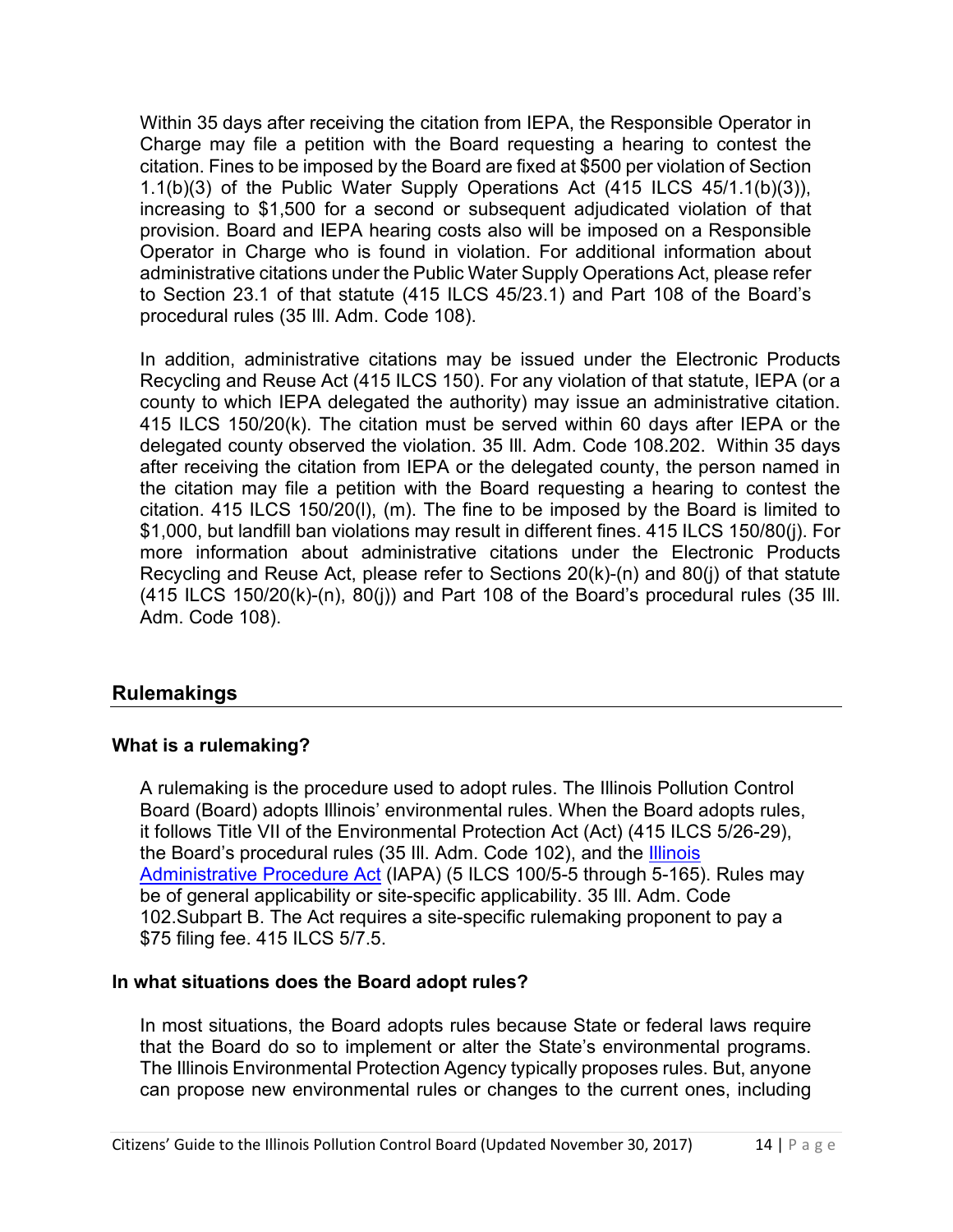Within 35 days after receiving the citation from IEPA, the Responsible Operator in Charge may file a petition with the Board requesting a hearing to contest the citation. Fines to be imposed by the Board are fixed at $500 per violation of Section 1.1(b)(3) of the Public Water Supply Operations Act (415 ILCS 45/1.1(b)(3)), increasing to $1,500 for a second or subsequent adjudicated violation of that provision. Board and IEPA hearing costs also will be imposed on a Responsible Operator in Charge who is found in violation. For additional information about administrative citations under the Public Water Supply Operations Act, please refer to Section 23.1 of that statute (415 ILCS 45/23.1) and Part 108 of the Board's procedural rules (35 Ill. Adm. Code 108).

In addition, administrative citations may be issued under the Electronic Products Recycling and Reuse Act (415 ILCS 150). For any violation of that statute, IEPA (or a county to which IEPA delegated the authority) may issue an administrative citation. 415 ILCS 150/20(k). The citation must be served within 60 days after IEPA or the delegated county observed the violation. 35 Ill. Adm. Code 108.202. Within 35 days after receiving the citation from IEPA or the delegated county, the person named in the citation may file a petition with the Board requesting a hearing to contest the citation. 415 ILCS 150/20(l), (m). The fine to be imposed by the Board is limited to $1,000, but landfill ban violations may result in different fines. 415 ILCS 150/80(j). For more information about administrative citations under the Electronic Products Recycling and Reuse Act, please refer to Sections 20(k)-(n) and 80(j) of that statute (415 ILCS 150/20(k)-(n), 80(j)) and Part 108 of the Board's procedural rules (35 Ill. Adm. Code 108).

## Rulemakings

### What is a rulemaking?

A rulemaking is the procedure used to adopt rules. The Illinois Pollution Control Board (Board) adopts Illinois' environmental rules. When the Board adopts rules, it follows Title VII of the Environmental Protection Act (Act) (415 ILCS 5/26-29), the Board's procedural rules (35 Ill. Adm. Code 102), and the Illinois Administrative Procedure Act (IAPA) (5 ILCS 100/5-5 through 5-165). Rules may be of general applicability or site-specific applicability. 35 Ill. Adm. Code 102.Subpart B. The Act requires a site-specific rulemaking proponent to pay a $75 filing fee. 415 ILCS 5/7.5.

### In what situations does the Board adopt rules?

In most situations, the Board adopts rules because State or federal laws require that the Board do so to implement or alter the State's environmental programs. The Illinois Environmental Protection Agency typically proposes rules. But, anyone can propose new environmental rules or changes to the current ones, including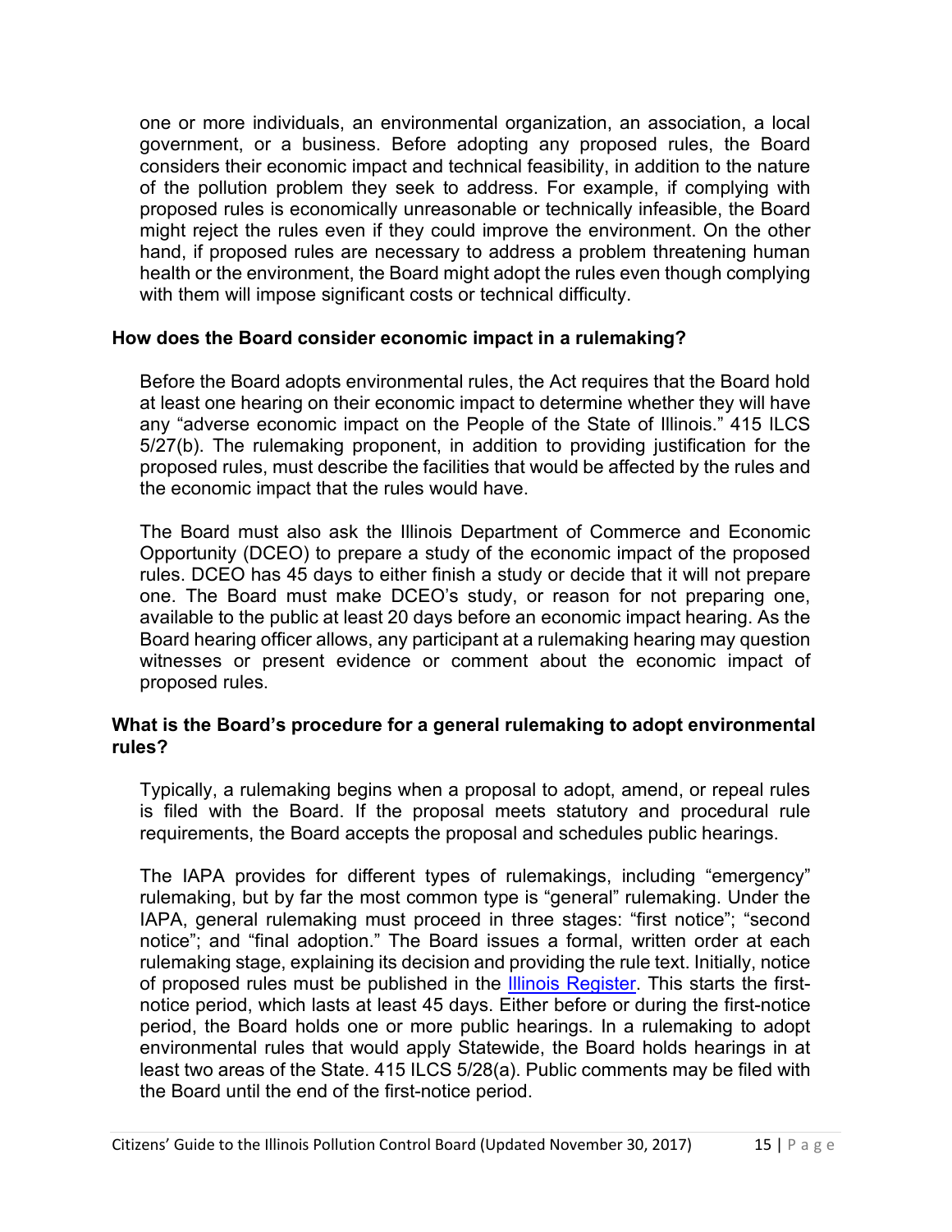one or more individuals, an environmental organization, an association, a local government, or a business. Before adopting any proposed rules, the Board considers their economic impact and technical feasibility, in addition to the nature of the pollution problem they seek to address. For example, if complying with proposed rules is economically unreasonable or technically infeasible, the Board might reject the rules even if they could improve the environment. On the other hand, if proposed rules are necessary to address a problem threatening human health or the environment, the Board might adopt the rules even though complying with them will impose significant costs or technical difficulty.

**How does the Board consider economic impact in a rulemaking?**

Before the Board adopts environmental rules, the Act requires that the Board hold at least one hearing on their economic impact to determine whether they will have any "adverse economic impact on the People of the State of Illinois." 415 ILCS 5/27(b). The rulemaking proponent, in addition to providing justification for the proposed rules, must describe the facilities that would be affected by the rules and the economic impact that the rules would have.

The Board must also ask the Illinois Department of Commerce and Economic Opportunity (DCEO) to prepare a study of the economic impact of the proposed rules. DCEO has 45 days to either finish a study or decide that it will not prepare one. The Board must make DCEO's study, or reason for not preparing one, available to the public at least 20 days before an economic impact hearing. As the Board hearing officer allows, any participant at a rulemaking hearing may question witnesses or present evidence or comment about the economic impact of proposed rules.

**What is the Board's procedure for a general rulemaking to adopt environmental rules?**

Typically, a rulemaking begins when a proposal to adopt, amend, or repeal rules is filed with the Board. If the proposal meets statutory and procedural rule requirements, the Board accepts the proposal and schedules public hearings.

The IAPA provides for different types of rulemakings, including "emergency" rulemaking, but by far the most common type is "general" rulemaking. Under the IAPA, general rulemaking must proceed in three stages: "first notice"; "second notice"; and "final adoption." The Board issues a formal, written order at each rulemaking stage, explaining its decision and providing the rule text. Initially, notice of proposed rules must be published in the Illinois Register. This starts the first-notice period, which lasts at least 45 days. Either before or during the first-notice period, the Board holds one or more public hearings. In a rulemaking to adopt environmental rules that would apply Statewide, the Board holds hearings in at least two areas of the State. 415 ILCS 5/28(a). Public comments may be filed with the Board until the end of the first-notice period.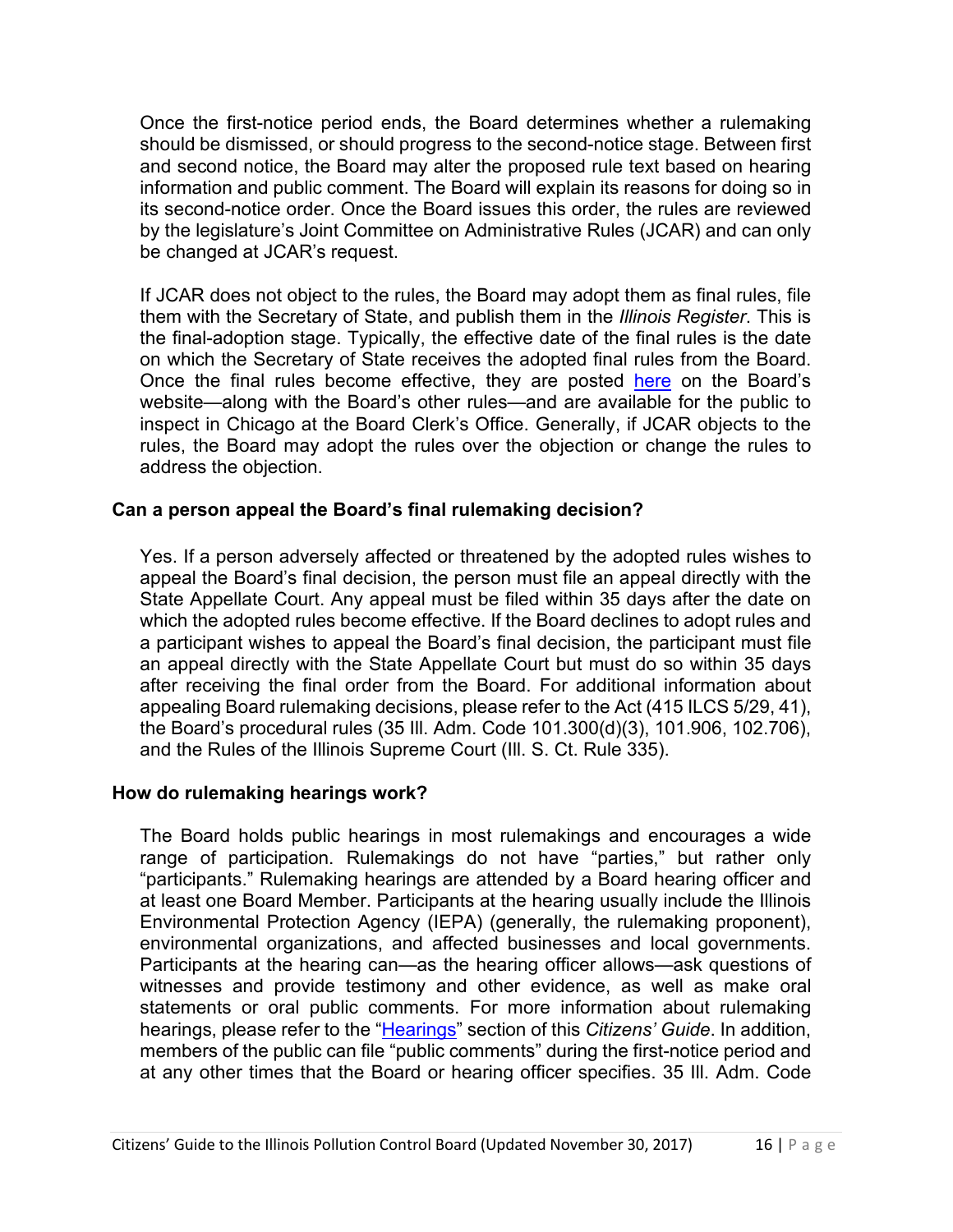Once the first-notice period ends, the Board determines whether a rulemaking should be dismissed, or should progress to the second-notice stage. Between first and second notice, the Board may alter the proposed rule text based on hearing information and public comment. The Board will explain its reasons for doing so in its second-notice order. Once the Board issues this order, the rules are reviewed by the legislature's Joint Committee on Administrative Rules (JCAR) and can only be changed at JCAR's request.

If JCAR does not object to the rules, the Board may adopt them as final rules, file them with the Secretary of State, and publish them in the *Illinois Register*. This is the final-adoption stage. Typically, the effective date of the final rules is the date on which the Secretary of State receives the adopted final rules from the Board. Once the final rules become effective, they are posted here on the Board's website—along with the Board's other rules—and are available for the public to inspect in Chicago at the Board Clerk's Office. Generally, if JCAR objects to the rules, the Board may adopt the rules over the objection or change the rules to address the objection.

### Can a person appeal the Board's final rulemaking decision?

Yes. If a person adversely affected or threatened by the adopted rules wishes to appeal the Board's final decision, the person must file an appeal directly with the State Appellate Court. Any appeal must be filed within 35 days after the date on which the adopted rules become effective. If the Board declines to adopt rules and a participant wishes to appeal the Board's final decision, the participant must file an appeal directly with the State Appellate Court but must do so within 35 days after receiving the final order from the Board. For additional information about appealing Board rulemaking decisions, please refer to the Act (415 ILCS 5/29, 41), the Board's procedural rules (35 Ill. Adm. Code 101.300(d)(3), 101.906, 102.706), and the Rules of the Illinois Supreme Court (Ill. S. Ct. Rule 335).

### How do rulemaking hearings work?

The Board holds public hearings in most rulemakings and encourages a wide range of participation. Rulemakings do not have "parties," but rather only "participants." Rulemaking hearings are attended by a Board hearing officer and at least one Board Member. Participants at the hearing usually include the Illinois Environmental Protection Agency (IEPA) (generally, the rulemaking proponent), environmental organizations, and affected businesses and local governments. Participants at the hearing can—as the hearing officer allows—ask questions of witnesses and provide testimony and other evidence, as well as make oral statements or oral public comments. For more information about rulemaking hearings, please refer to the "Hearings" section of this *Citizens' Guide*. In addition, members of the public can file "public comments" during the first-notice period and at any other times that the Board or hearing officer specifies. 35 Ill. Adm. Code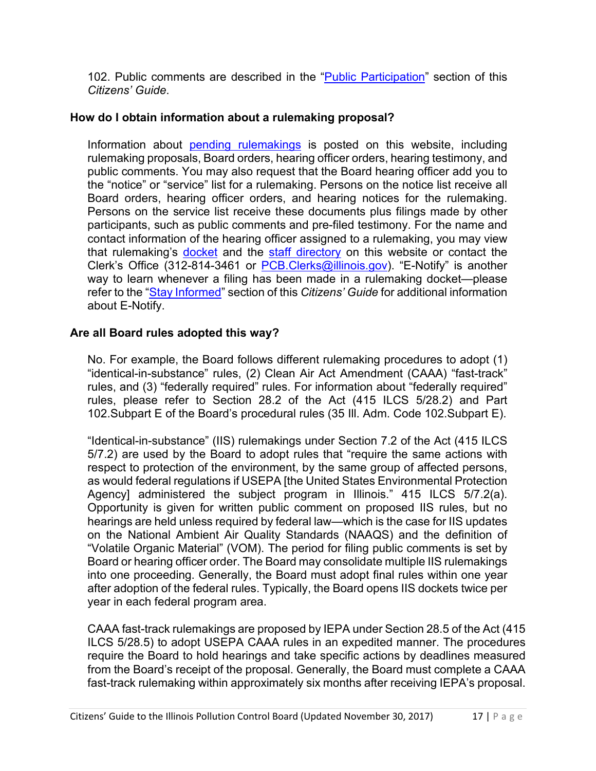102. Public comments are described in the "Public Participation" section of this *Citizens' Guide*.

### How do I obtain information about a rulemaking proposal?

Information about pending rulemakings is posted on this website, including rulemaking proposals, Board orders, hearing officer orders, hearing testimony, and public comments. You may also request that the Board hearing officer add you to the "notice" or "service" list for a rulemaking. Persons on the notice list receive all Board orders, hearing officer orders, and hearing notices for the rulemaking. Persons on the service list receive these documents plus filings made by other participants, such as public comments and pre-filed testimony. For the name and contact information of the hearing officer assigned to a rulemaking, you may view that rulemaking's docket and the staff directory on this website or contact the Clerk's Office (312-814-3461 or PCB.Clerks@illinois.gov). "E-Notify" is another way to learn whenever a filing has been made in a rulemaking docket—please refer to the "Stay Informed" section of this *Citizens' Guide* for additional information about E-Notify.

### Are all Board rules adopted this way?

No. For example, the Board follows different rulemaking procedures to adopt (1) "identical-in-substance" rules, (2) Clean Air Act Amendment (CAAA) "fast-track" rules, and (3) "federally required" rules. For information about "federally required" rules, please refer to Section 28.2 of the Act (415 ILCS 5/28.2) and Part 102.Subpart E of the Board's procedural rules (35 Ill. Adm. Code 102.Subpart E).

"Identical-in-substance" (IIS) rulemakings under Section 7.2 of the Act (415 ILCS 5/7.2) are used by the Board to adopt rules that "require the same actions with respect to protection of the environment, by the same group of affected persons, as would federal regulations if USEPA [the United States Environmental Protection Agency] administered the subject program in Illinois." 415 ILCS 5/7.2(a). Opportunity is given for written public comment on proposed IIS rules, but no hearings are held unless required by federal law—which is the case for IIS updates on the National Ambient Air Quality Standards (NAAQS) and the definition of "Volatile Organic Material" (VOM). The period for filing public comments is set by Board or hearing officer order. The Board may consolidate multiple IIS rulemakings into one proceeding. Generally, the Board must adopt final rules within one year after adoption of the federal rules. Typically, the Board opens IIS dockets twice per year in each federal program area.

CAAA fast-track rulemakings are proposed by IEPA under Section 28.5 of the Act (415 ILCS 5/28.5) to adopt USEPA CAAA rules in an expedited manner. The procedures require the Board to hold hearings and take specific actions by deadlines measured from the Board's receipt of the proposal. Generally, the Board must complete a CAAA fast-track rulemaking within approximately six months after receiving IEPA's proposal.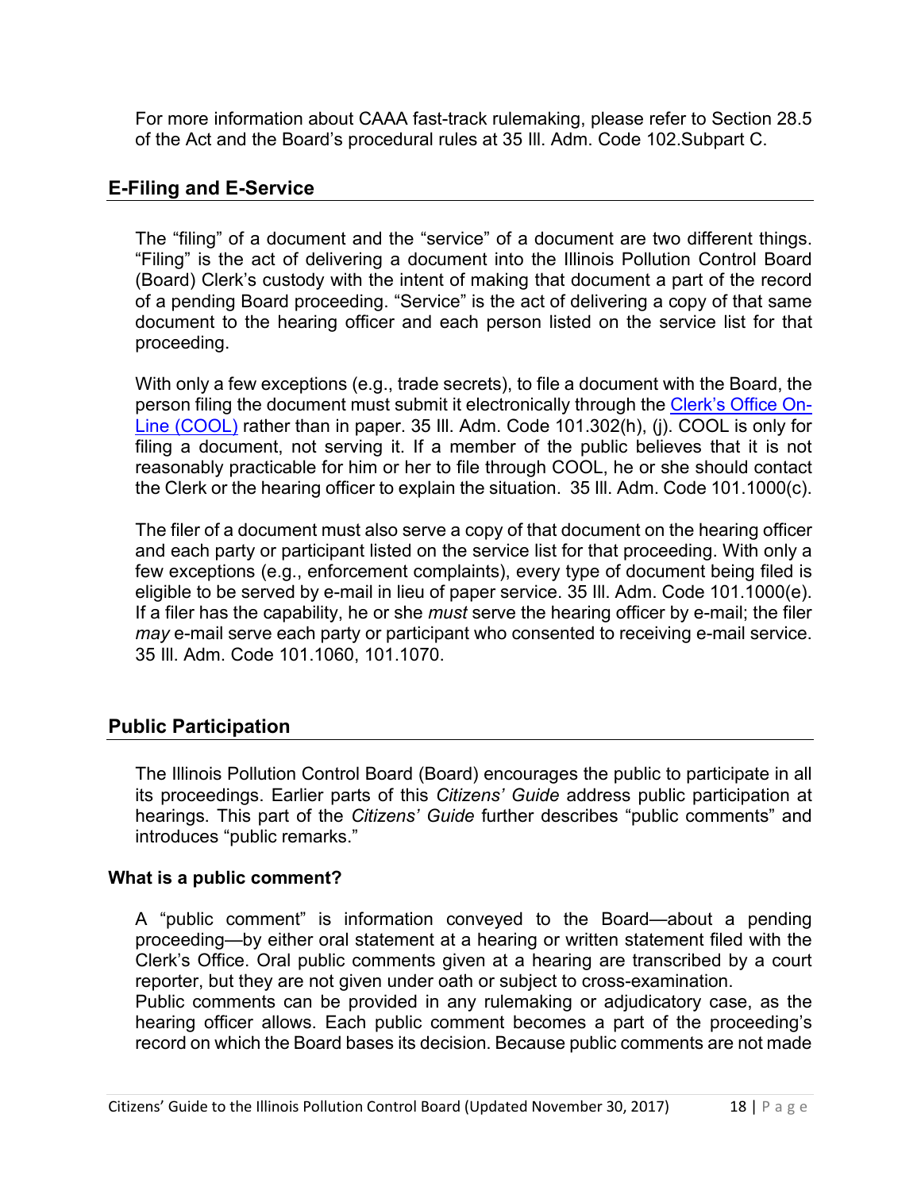For more information about CAAA fast-track rulemaking, please refer to Section 28.5 of the Act and the Board's procedural rules at 35 Ill. Adm. Code 102.Subpart C.

## E-Filing and E-Service

The "filing" of a document and the "service" of a document are two different things. "Filing" is the act of delivering a document into the Illinois Pollution Control Board (Board) Clerk's custody with the intent of making that document a part of the record of a pending Board proceeding. "Service" is the act of delivering a copy of that same document to the hearing officer and each person listed on the service list for that proceeding.

With only a few exceptions (e.g., trade secrets), to file a document with the Board, the person filing the document must submit it electronically through the Clerk's Office On-Line (COOL) rather than in paper. 35 Ill. Adm. Code 101.302(h), (j). COOL is only for filing a document, not serving it. If a member of the public believes that it is not reasonably practicable for him or her to file through COOL, he or she should contact the Clerk or the hearing officer to explain the situation. 35 Ill. Adm. Code 101.1000(c).

The filer of a document must also serve a copy of that document on the hearing officer and each party or participant listed on the service list for that proceeding. With only a few exceptions (e.g., enforcement complaints), every type of document being filed is eligible to be served by e-mail in lieu of paper service. 35 Ill. Adm. Code 101.1000(e). If a filer has the capability, he or she *must* serve the hearing officer by e-mail; the filer *may* e-mail serve each party or participant who consented to receiving e-mail service. 35 Ill. Adm. Code 101.1060, 101.1070.

## Public Participation

The Illinois Pollution Control Board (Board) encourages the public to participate in all its proceedings. Earlier parts of this *Citizens' Guide* address public participation at hearings. This part of the *Citizens' Guide* further describes "public comments" and introduces "public remarks."

### What is a public comment?

A "public comment" is information conveyed to the Board—about a pending proceeding—by either oral statement at a hearing or written statement filed with the Clerk's Office. Oral public comments given at a hearing are transcribed by a court reporter, but they are not given under oath or subject to cross-examination.
Public comments can be provided in any rulemaking or adjudicatory case, as the hearing officer allows. Each public comment becomes a part of the proceeding's record on which the Board bases its decision. Because public comments are not made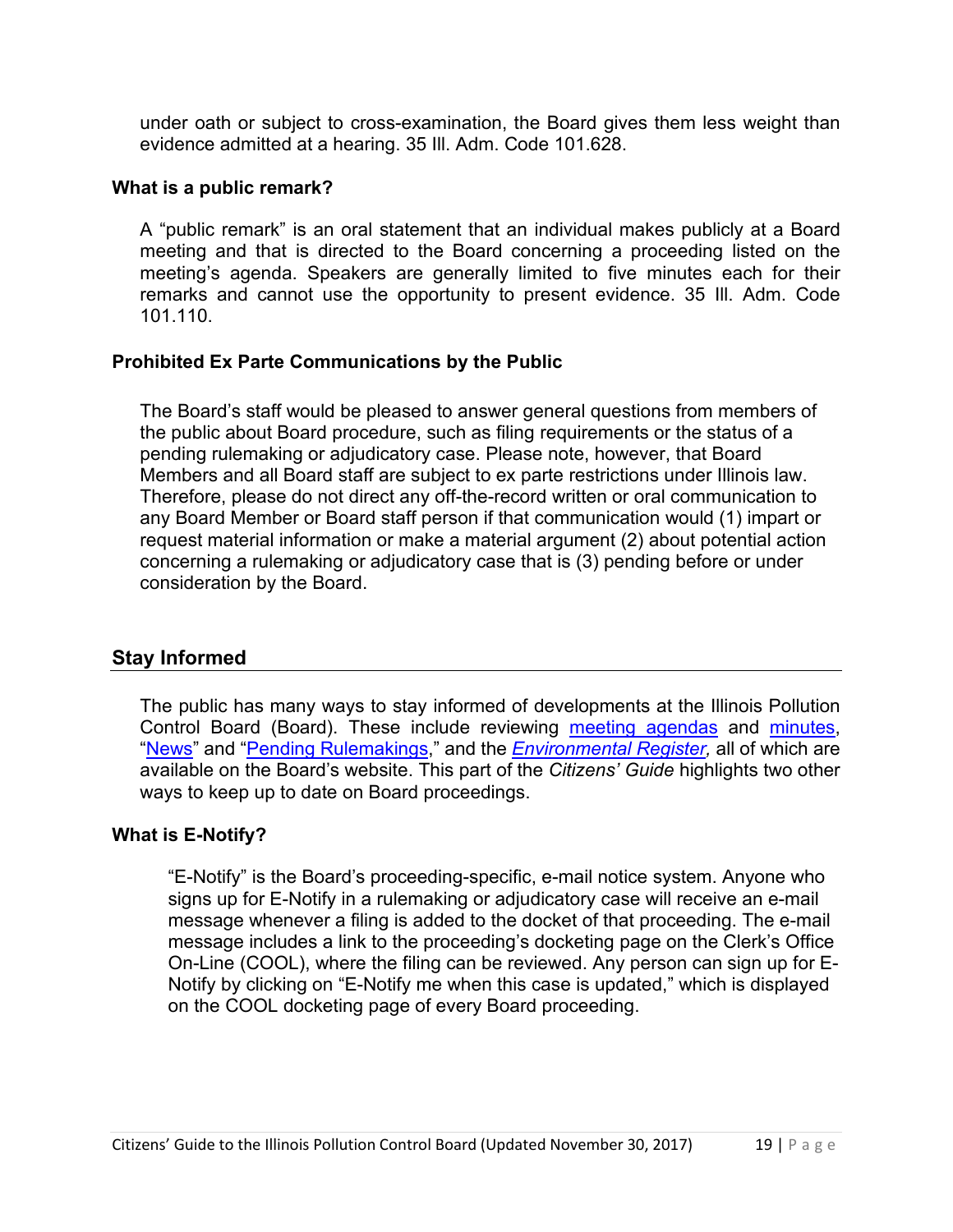under oath or subject to cross-examination, the Board gives them less weight than evidence admitted at a hearing. 35 Ill. Adm. Code 101.628.

### What is a public remark?

A "public remark" is an oral statement that an individual makes publicly at a Board meeting and that is directed to the Board concerning a proceeding listed on the meeting's agenda. Speakers are generally limited to five minutes each for their remarks and cannot use the opportunity to present evidence. 35 Ill. Adm. Code 101.110.

### Prohibited Ex Parte Communications by the Public

The Board's staff would be pleased to answer general questions from members of the public about Board procedure, such as filing requirements or the status of a pending rulemaking or adjudicatory case. Please note, however, that Board Members and all Board staff are subject to ex parte restrictions under Illinois law. Therefore, please do not direct any off-the-record written or oral communication to any Board Member or Board staff person if that communication would (1) impart or request material information or make a material argument (2) about potential action concerning a rulemaking or adjudicatory case that is (3) pending before or under consideration by the Board.

## Stay Informed

The public has many ways to stay informed of developments at the Illinois Pollution Control Board (Board). These include reviewing meeting agendas and minutes, "News" and "Pending Rulemakings," and the *Environmental Register,* all of which are available on the Board's website. This part of the *Citizens' Guide* highlights two other ways to keep up to date on Board proceedings.

### What is E-Notify?

"E-Notify" is the Board's proceeding-specific, e-mail notice system. Anyone who signs up for E-Notify in a rulemaking or adjudicatory case will receive an e-mail message whenever a filing is added to the docket of that proceeding. The e-mail message includes a link to the proceeding's docketing page on the Clerk's Office On-Line (COOL), where the filing can be reviewed. Any person can sign up for E-Notify by clicking on "E-Notify me when this case is updated," which is displayed on the COOL docketing page of every Board proceeding.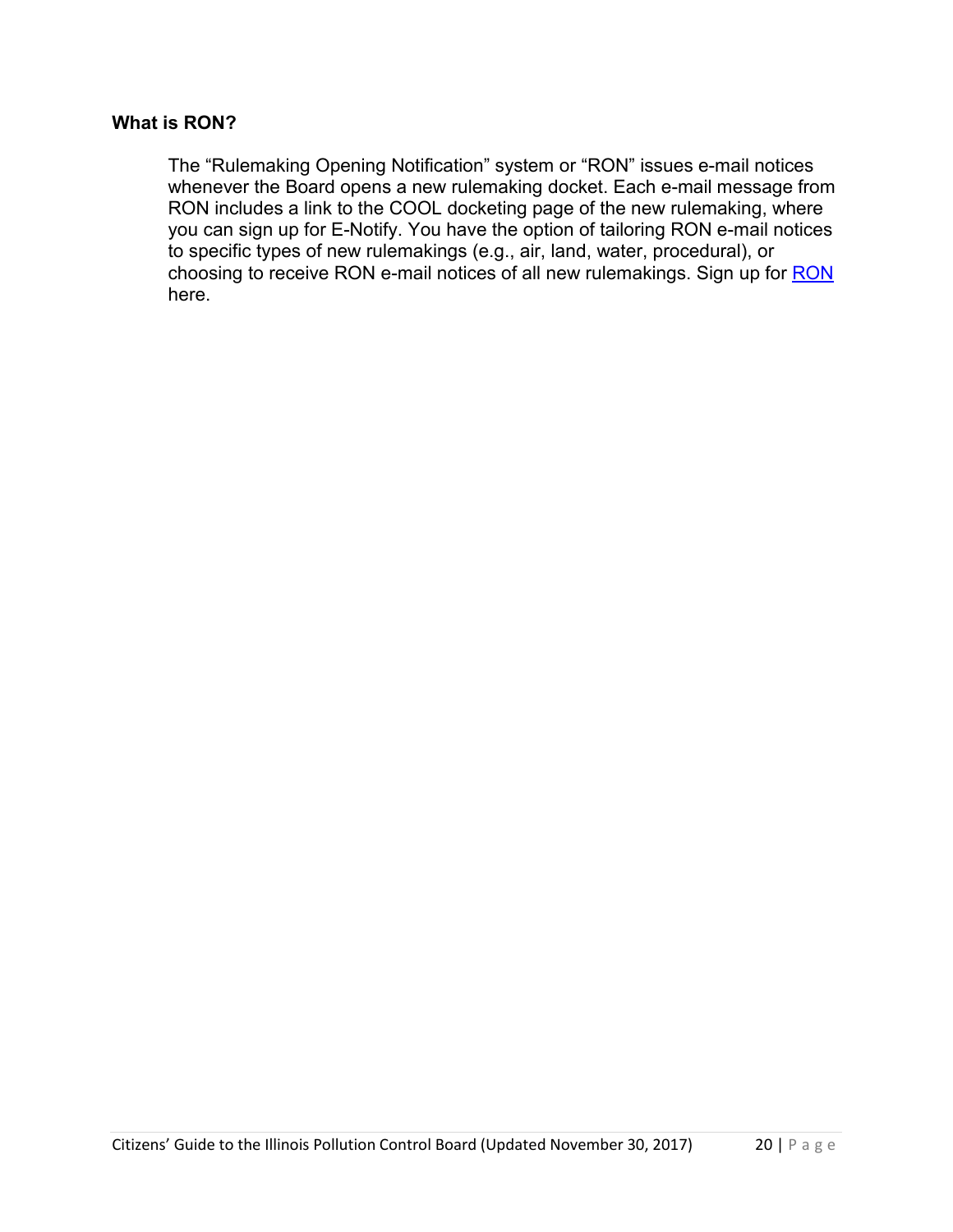### What is RON?

The "Rulemaking Opening Notification" system or "RON" issues e-mail notices whenever the Board opens a new rulemaking docket. Each e-mail message from RON includes a link to the COOL docketing page of the new rulemaking, where you can sign up for E-Notify. You have the option of tailoring RON e-mail notices to specific types of new rulemakings (e.g., air, land, water, procedural), or choosing to receive RON e-mail notices of all new rulemakings. Sign up for RON here.